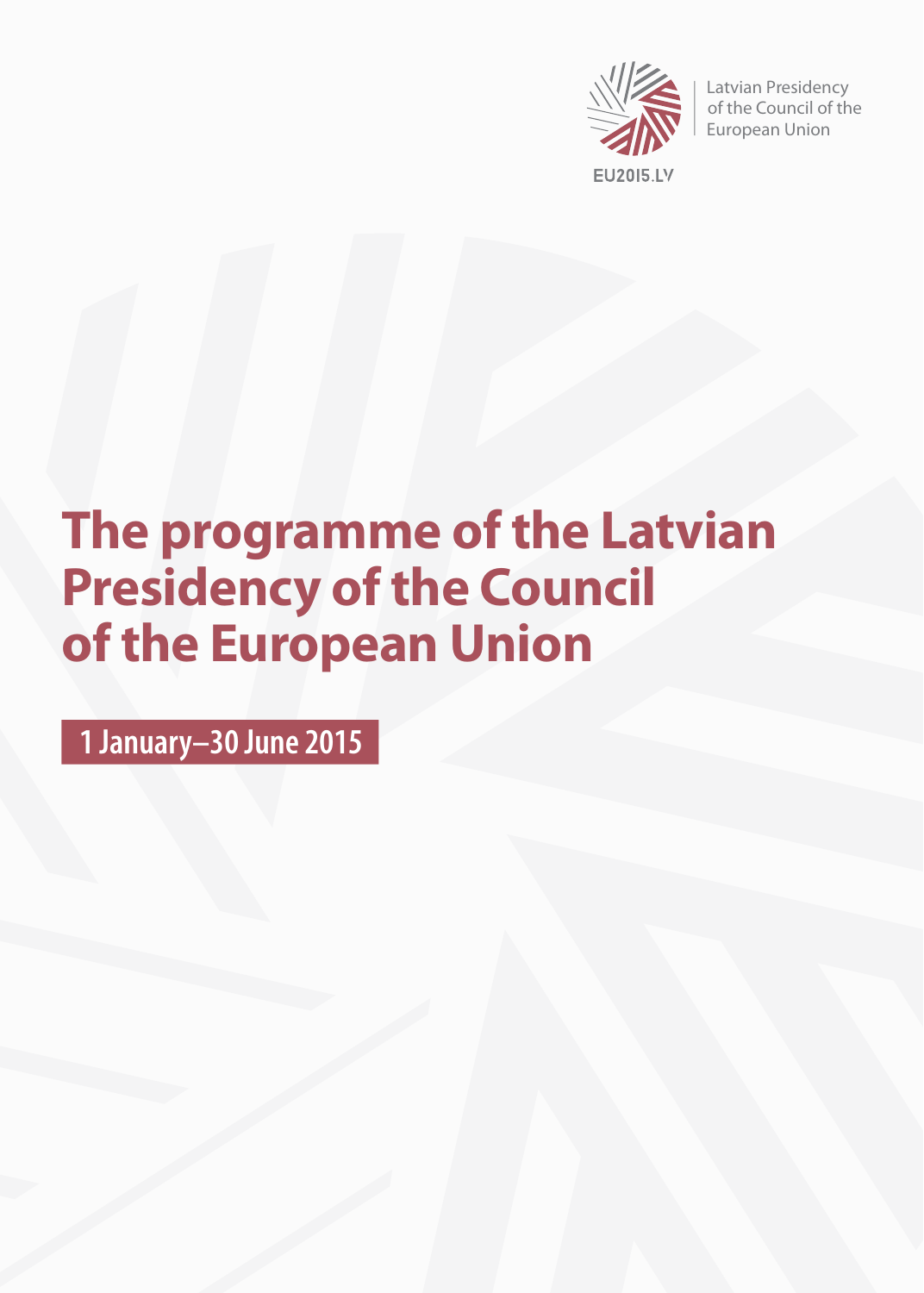Latvian Presidency of the Council of the European Union

EU2015.LV

# The programme of the Latvian Presidency of the Council of the European Union

**1 January–30 June 2015**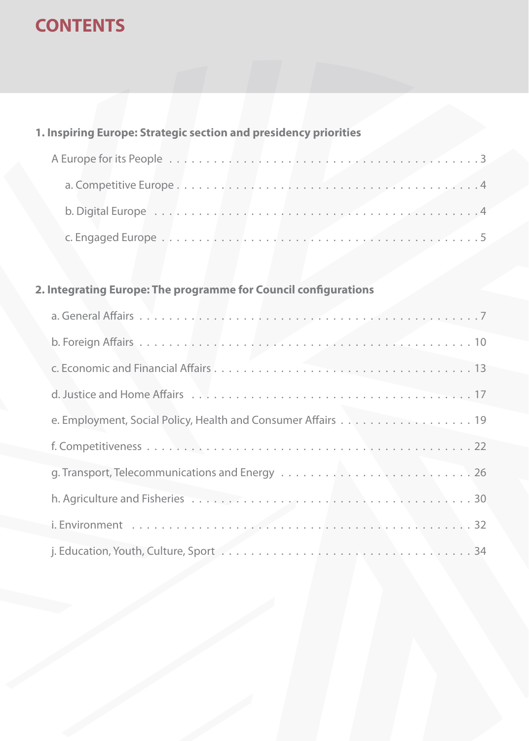# CONTENTS

**1. Inspiring Europe: Strategic section and presidency priorities**

- A Europe for its People . . . . . . . . . . . . . . . . . . . . . . . . . . . . . . . . . . . . . . . . . . 3
  - a. Competitive Europe . . . . . . . . . . . . . . . . . . . . . . . . . . . . . . . . . . . . . . . . 4
  - b. Digital Europe . . . . . . . . . . . . . . . . . . . . . . . . . . . . . . . . . . . . . . . . . . . 4
  - c. Engaged Europe . . . . . . . . . . . . . . . . . . . . . . . . . . . . . . . . . . . . . . . . . . 5

**2. Integrating Europe: The programme for Council configurations**

- a. General Affairs . . . . . . . . . . . . . . . . . . . . . . . . . . . . . . . . . . . . . . . . . . . . 7
- b. Foreign Affairs . . . . . . . . . . . . . . . . . . . . . . . . . . . . . . . . . . . . . . . . . . . 10
- c. Economic and Financial Affairs . . . . . . . . . . . . . . . . . . . . . . . . . . . . . . . . 13
- d. Justice and Home Affairs . . . . . . . . . . . . . . . . . . . . . . . . . . . . . . . . . . . . 17
- e. Employment, Social Policy, Health and Consumer Affairs . . . . . . . . . . . . . . . . . 19
- f. Competitiveness . . . . . . . . . . . . . . . . . . . . . . . . . . . . . . . . . . . . . . . . . . . 22
- g. Transport, Telecommunications and Energy . . . . . . . . . . . . . . . . . . . . . . . . . 26
- h. Agriculture and Fisheries . . . . . . . . . . . . . . . . . . . . . . . . . . . . . . . . . . . . 30
- i. Environment . . . . . . . . . . . . . . . . . . . . . . . . . . . . . . . . . . . . . . . . . . . . . 32
- j. Education, Youth, Culture, Sport . . . . . . . . . . . . . . . . . . . . . . . . . . . . . . . . 34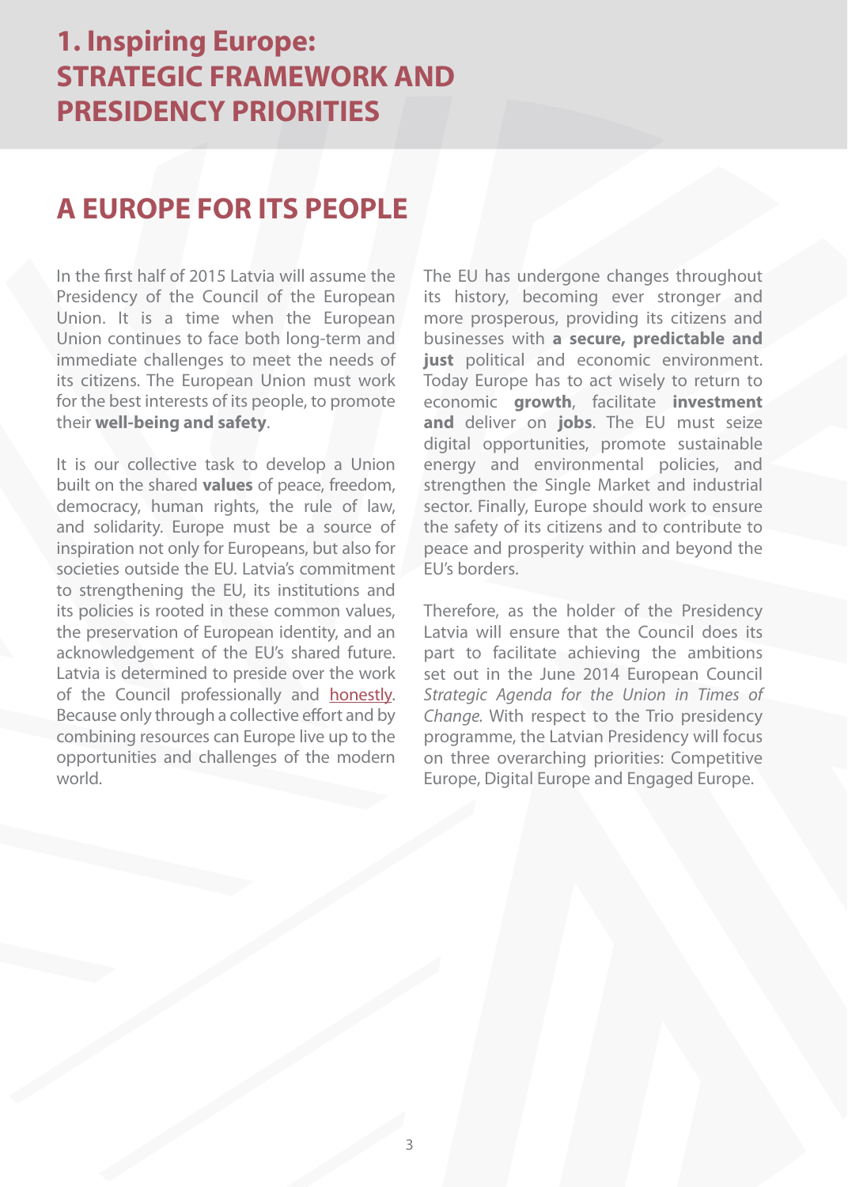# 1. Inspiring Europe: STRATEGIC FRAMEWORK AND PRESIDENCY PRIORITIES

## A EUROPE FOR ITS PEOPLE

In the first half of 2015 Latvia will assume the Presidency of the Council of the European Union. It is a time when the European Union continues to face both long-term and immediate challenges to meet the needs of its citizens. The European Union must work for the best interests of its people, to promote their **well-being and safety**.

It is our collective task to develop a Union built on the shared **values** of peace, freedom, democracy, human rights, the rule of law, and solidarity. Europe must be a source of inspiration not only for Europeans, but also for societies outside the EU. Latvia's commitment to strengthening the EU, its institutions and its policies is rooted in these common values, the preservation of European identity, and an acknowledgement of the EU's shared future. Latvia is determined to preside over the work of the Council professionally and honestly. Because only through a collective effort and by combining resources can Europe live up to the opportunities and challenges of the modern world.

The EU has undergone changes throughout its history, becoming ever stronger and more prosperous, providing its citizens and businesses with **a secure, predictable and just** political and economic environment. Today Europe has to act wisely to return to economic **growth**, facilitate **investment and** deliver on **jobs**. The EU must seize digital opportunities, promote sustainable energy and environmental policies, and strengthen the Single Market and industrial sector. Finally, Europe should work to ensure the safety of its citizens and to contribute to peace and prosperity within and beyond the EU's borders.

Therefore, as the holder of the Presidency Latvia will ensure that the Council does its part to facilitate achieving the ambitions set out in the June 2014 European Council *Strategic Agenda for the Union in Times of Change*. With respect to the Trio presidency programme, the Latvian Presidency will focus on three overarching priorities: Competitive Europe, Digital Europe and Engaged Europe.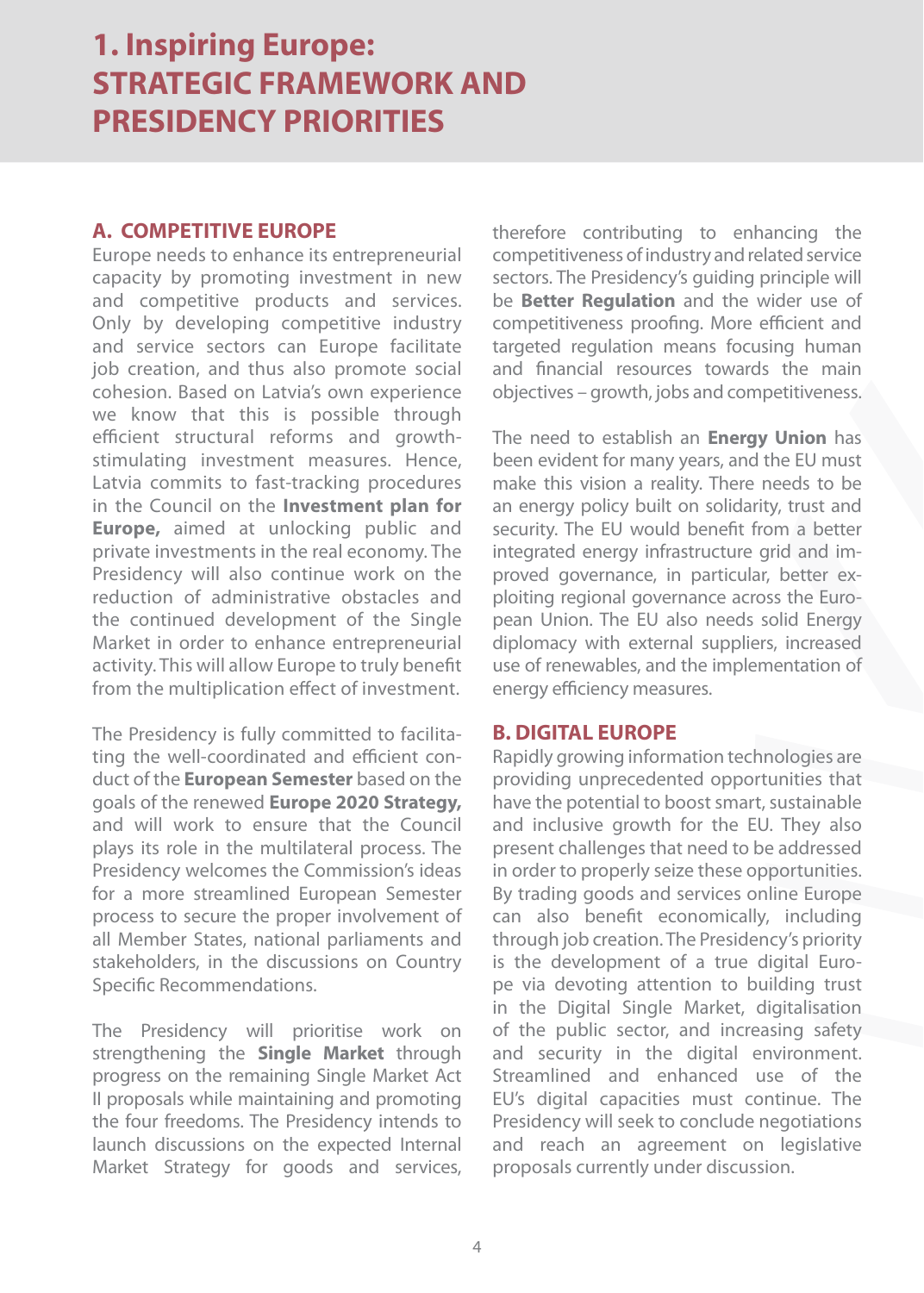# 1. Inspiring Europe: STRATEGIC FRAMEWORK AND PRESIDENCY PRIORITIES

## A. COMPETITIVE EUROPE

Europe needs to enhance its entrepreneurial capacity by promoting investment in new and competitive products and services. Only by developing competitive industry and service sectors can Europe facilitate job creation, and thus also promote social cohesion. Based on Latvia's own experience we know that this is possible through efficient structural reforms and growth-stimulating investment measures. Hence, Latvia commits to fast-tracking procedures in the Council on the **Investment plan for Europe,** aimed at unlocking public and private investments in the real economy. The Presidency will also continue work on the reduction of administrative obstacles and the continued development of the Single Market in order to enhance entrepreneurial activity. This will allow Europe to truly benefit from the multiplication effect of investment.

The Presidency is fully committed to facilitating the well-coordinated and efficient conduct of the **European Semester** based on the goals of the renewed **Europe 2020 Strategy,** and will work to ensure that the Council plays its role in the multilateral process. The Presidency welcomes the Commission's ideas for a more streamlined European Semester process to secure the proper involvement of all Member States, national parliaments and stakeholders, in the discussions on Country Specific Recommendations.

The Presidency will prioritise work on strengthening the **Single Market** through progress on the remaining Single Market Act II proposals while maintaining and promoting the four freedoms. The Presidency intends to launch discussions on the expected Internal Market Strategy for goods and services, therefore contributing to enhancing the competitiveness of industry and related service sectors. The Presidency's guiding principle will be **Better Regulation** and the wider use of competitiveness proofing. More efficient and targeted regulation means focusing human and financial resources towards the main objectives – growth, jobs and competitiveness.

The need to establish an **Energy Union** has been evident for many years, and the EU must make this vision a reality. There needs to be an energy policy built on solidarity, trust and security. The EU would benefit from a better integrated energy infrastructure grid and improved governance, in particular, better exploiting regional governance across the European Union. The EU also needs solid Energy diplomacy with external suppliers, increased use of renewables, and the implementation of energy efficiency measures.

## B. DIGITAL EUROPE

Rapidly growing information technologies are providing unprecedented opportunities that have the potential to boost smart, sustainable and inclusive growth for the EU. They also present challenges that need to be addressed in order to properly seize these opportunities. By trading goods and services online Europe can also benefit economically, including through job creation. The Presidency's priority is the development of a true digital Europe via devoting attention to building trust in the Digital Single Market, digitalisation of the public sector, and increasing safety and security in the digital environment. Streamlined and enhanced use of the EU's digital capacities must continue. The Presidency will seek to conclude negotiations and reach an agreement on legislative proposals currently under discussion.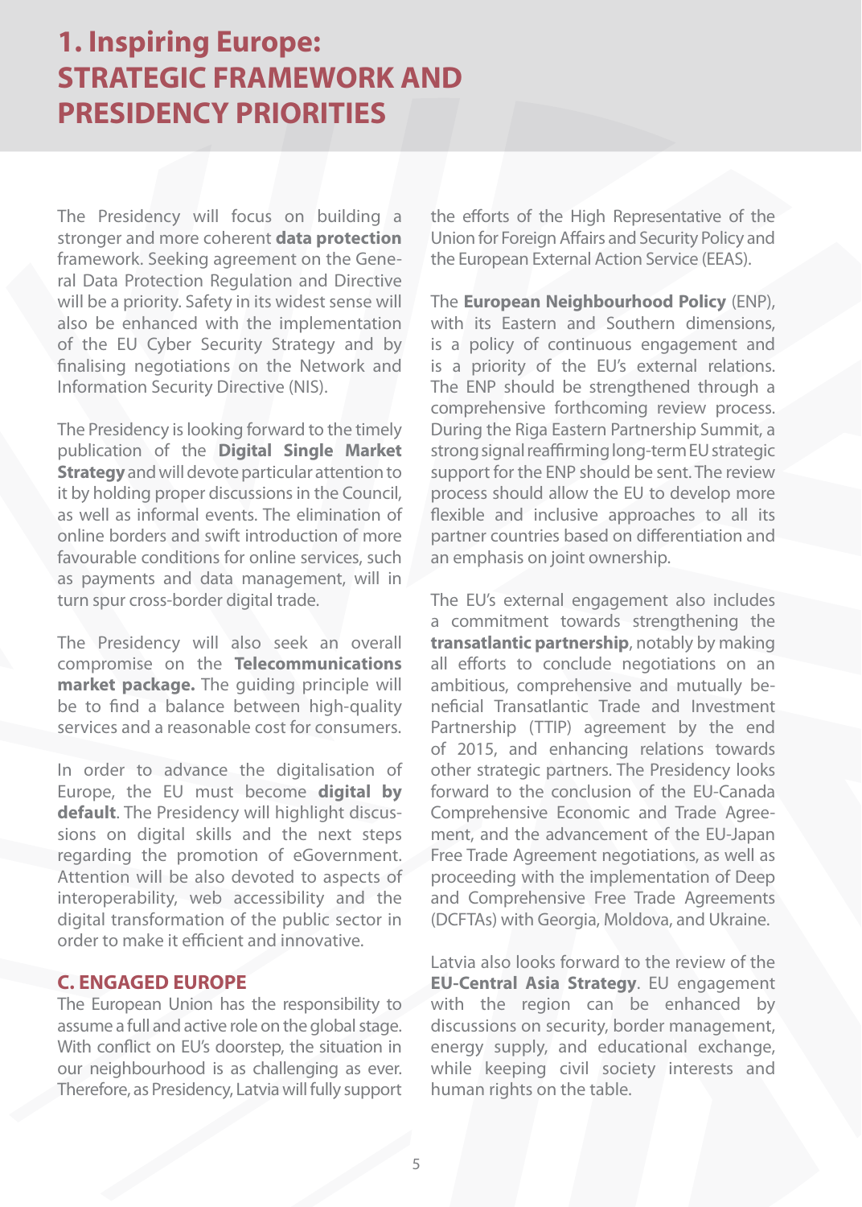# 1. Inspiring Europe: STRATEGIC FRAMEWORK AND PRESIDENCY PRIORITIES

The Presidency will focus on building a stronger and more coherent **data protection** framework. Seeking agreement on the General Data Protection Regulation and Directive will be a priority. Safety in its widest sense will also be enhanced with the implementation of the EU Cyber Security Strategy and by finalising negotiations on the Network and Information Security Directive (NIS).

The Presidency is looking forward to the timely publication of the **Digital Single Market Strategy** and will devote particular attention to it by holding proper discussions in the Council, as well as informal events. The elimination of online borders and swift introduction of more favourable conditions for online services, such as payments and data management, will in turn spur cross-border digital trade.

The Presidency will also seek an overall compromise on the **Telecommunications market package.** The guiding principle will be to find a balance between high-quality services and a reasonable cost for consumers.

In order to advance the digitalisation of Europe, the EU must become **digital by default**. The Presidency will highlight discussions on digital skills and the next steps regarding the promotion of eGovernment. Attention will be also devoted to aspects of interoperability, web accessibility and the digital transformation of the public sector in order to make it efficient and innovative.

## C. ENGAGED EUROPE

The European Union has the responsibility to assume a full and active role on the global stage. With conflict on EU's doorstep, the situation in our neighbourhood is as challenging as ever. Therefore, as Presidency, Latvia will fully support the efforts of the High Representative of the Union for Foreign Affairs and Security Policy and the European External Action Service (EEAS).

The **European Neighbourhood Policy** (ENP), with its Eastern and Southern dimensions, is a policy of continuous engagement and is a priority of the EU's external relations. The ENP should be strengthened through a comprehensive forthcoming review process. During the Riga Eastern Partnership Summit, a strong signal reaffirming long-term EU strategic support for the ENP should be sent. The review process should allow the EU to develop more flexible and inclusive approaches to all its partner countries based on differentiation and an emphasis on joint ownership.

The EU's external engagement also includes a commitment towards strengthening the **transatlantic partnership**, notably by making all efforts to conclude negotiations on an ambitious, comprehensive and mutually beneficial Transatlantic Trade and Investment Partnership (TTIP) agreement by the end of 2015, and enhancing relations towards other strategic partners. The Presidency looks forward to the conclusion of the EU-Canada Comprehensive Economic and Trade Agreement, and the advancement of the EU-Japan Free Trade Agreement negotiations, as well as proceeding with the implementation of Deep and Comprehensive Free Trade Agreements (DCFTAs) with Georgia, Moldova, and Ukraine.

Latvia also looks forward to the review of the **EU-Central Asia Strategy**. EU engagement with the region can be enhanced by discussions on security, border management, energy supply, and educational exchange, while keeping civil society interests and human rights on the table.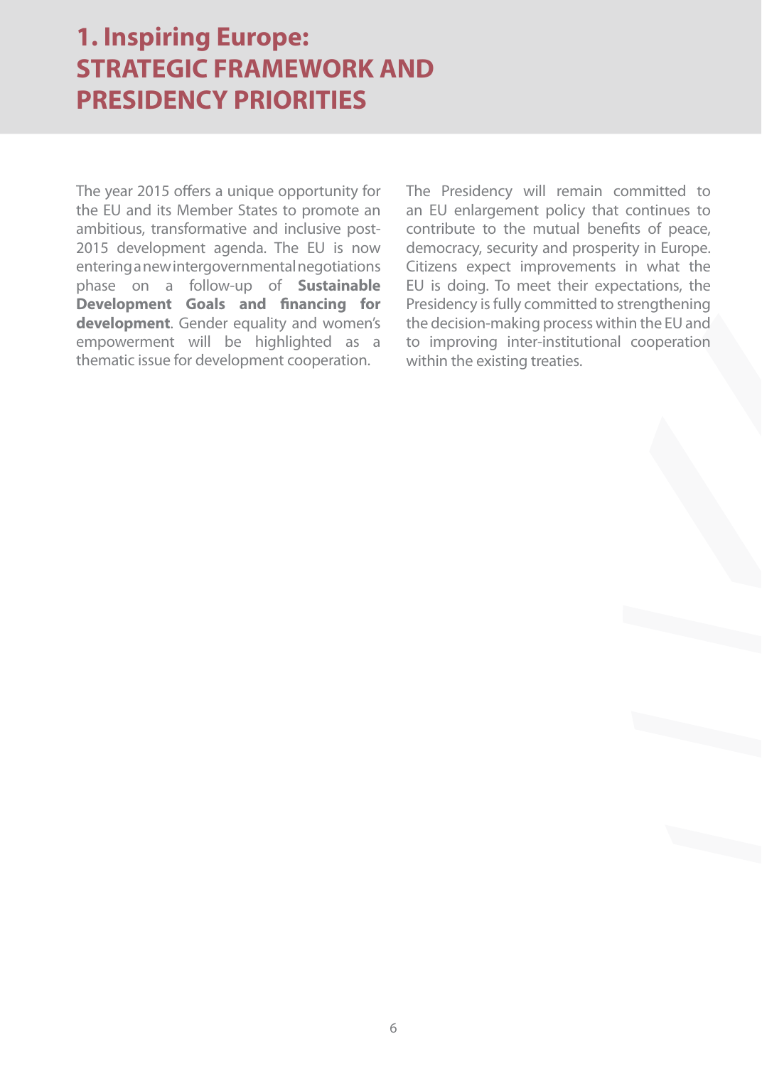# 1. Inspiring Europe: STRATEGIC FRAMEWORK AND PRESIDENCY PRIORITIES

The year 2015 offers a unique opportunity for the EU and its Member States to promote an ambitious, transformative and inclusive post-2015 development agenda. The EU is now entering a new intergovernmental negotiations phase on a follow-up of **Sustainable Development Goals and financing for development**. Gender equality and women's empowerment will be highlighted as a thematic issue for development cooperation.

The Presidency will remain committed to an EU enlargement policy that continues to contribute to the mutual benefits of peace, democracy, security and prosperity in Europe. Citizens expect improvements in what the EU is doing. To meet their expectations, the Presidency is fully committed to strengthening the decision-making process within the EU and to improving inter-institutional cooperation within the existing treaties.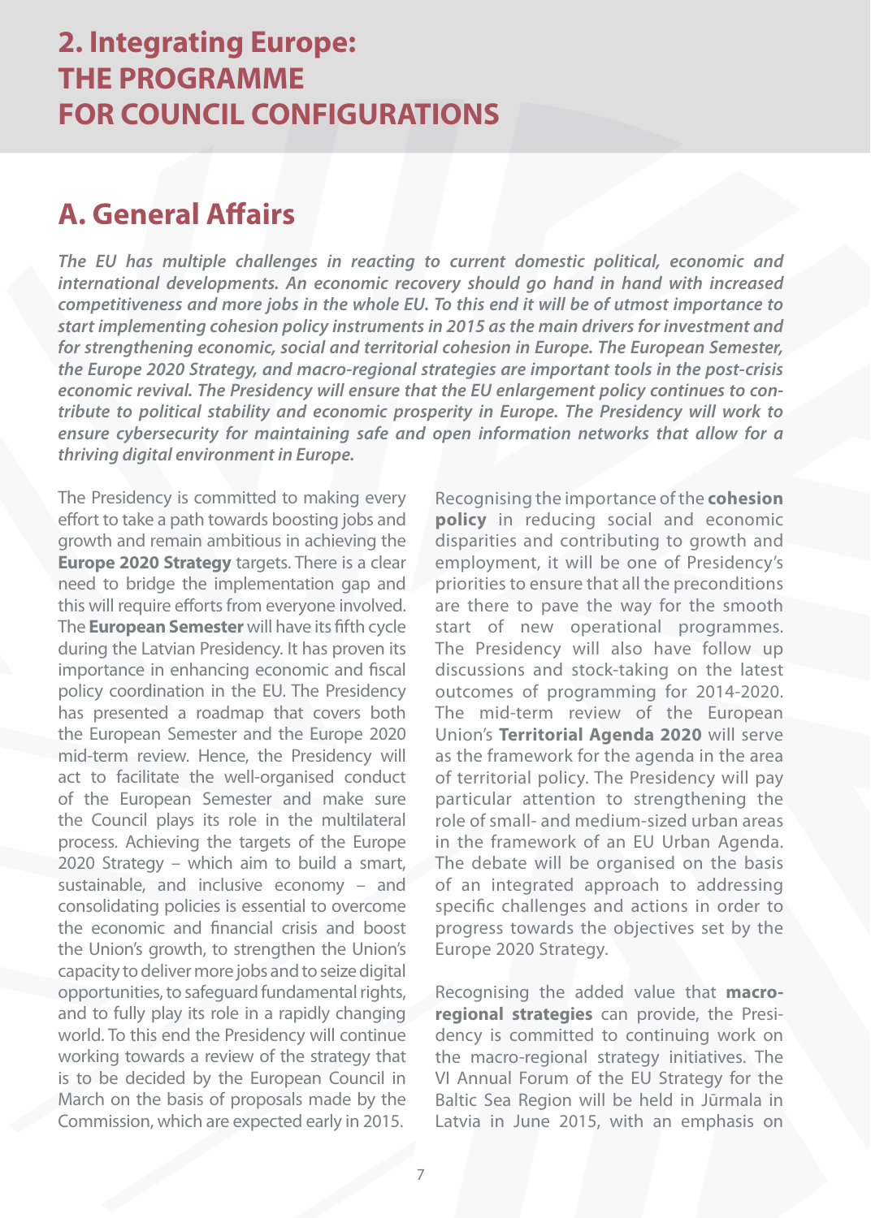# 2. Integrating Europe: THE PROGRAMME FOR COUNCIL CONFIGURATIONS

## A. General Affairs

***The EU has multiple challenges in reacting to current domestic political, economic and international developments. An economic recovery should go hand in hand with increased competitiveness and more jobs in the whole EU. To this end it will be of utmost importance to start implementing cohesion policy instruments in 2015 as the main drivers for investment and for strengthening economic, social and territorial cohesion in Europe. The European Semester, the Europe 2020 Strategy, and macro-regional strategies are important tools in the post-crisis economic revival. The Presidency will ensure that the EU enlargement policy continues to contribute to political stability and economic prosperity in Europe. The Presidency will work to ensure cybersecurity for maintaining safe and open information networks that allow for a thriving digital environment in Europe.***

The Presidency is committed to making every effort to take a path towards boosting jobs and growth and remain ambitious in achieving the **Europe 2020 Strategy** targets. There is a clear need to bridge the implementation gap and this will require efforts from everyone involved. The **European Semester** will have its fifth cycle during the Latvian Presidency. It has proven its importance in enhancing economic and fiscal policy coordination in the EU. The Presidency has presented a roadmap that covers both the European Semester and the Europe 2020 mid-term review. Hence, the Presidency will act to facilitate the well-organised conduct of the European Semester and make sure the Council plays its role in the multilateral process. Achieving the targets of the Europe 2020 Strategy – which aim to build a smart, sustainable, and inclusive economy – and consolidating policies is essential to overcome the economic and financial crisis and boost the Union's growth, to strengthen the Union's capacity to deliver more jobs and to seize digital opportunities, to safeguard fundamental rights, and to fully play its role in a rapidly changing world. To this end the Presidency will continue working towards a review of the strategy that is to be decided by the European Council in March on the basis of proposals made by the Commission, which are expected early in 2015.

Recognising the importance of the **cohesion policy** in reducing social and economic disparities and contributing to growth and employment, it will be one of Presidency's priorities to ensure that all the preconditions are there to pave the way for the smooth start of new operational programmes. The Presidency will also have follow up discussions and stock-taking on the latest outcomes of programming for 2014-2020. The mid-term review of the European Union's **Territorial Agenda 2020** will serve as the framework for the agenda in the area of territorial policy. The Presidency will pay particular attention to strengthening the role of small- and medium-sized urban areas in the framework of an EU Urban Agenda. The debate will be organised on the basis of an integrated approach to addressing specific challenges and actions in order to progress towards the objectives set by the Europe 2020 Strategy.

Recognising the added value that **macro-regional strategies** can provide, the Presidency is committed to continuing work on the macro-regional strategy initiatives. The VI Annual Forum of the EU Strategy for the Baltic Sea Region will be held in Jūrmala in Latvia in June 2015, with an emphasis on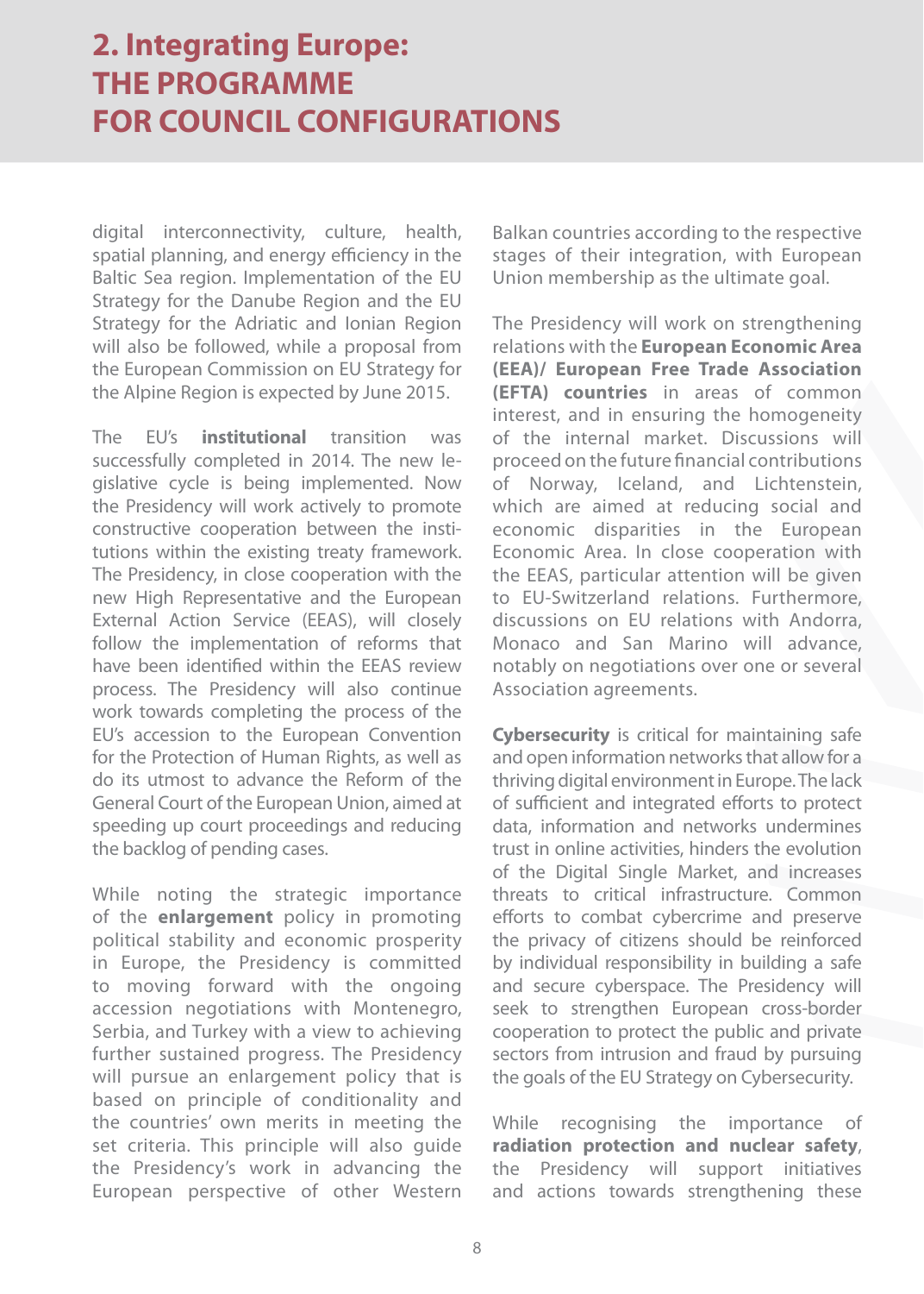# 2. Integrating Europe: THE PROGRAMME FOR COUNCIL CONFIGURATIONS

digital interconnectivity, culture, health, spatial planning, and energy efficiency in the Baltic Sea region. Implementation of the EU Strategy for the Danube Region and the EU Strategy for the Adriatic and Ionian Region will also be followed, while a proposal from the European Commission on EU Strategy for the Alpine Region is expected by June 2015.

The EU's **institutional** transition was successfully completed in 2014. The new legislative cycle is being implemented. Now the Presidency will work actively to promote constructive cooperation between the institutions within the existing treaty framework. The Presidency, in close cooperation with the new High Representative and the European External Action Service (EEAS), will closely follow the implementation of reforms that have been identified within the EEAS review process. The Presidency will also continue work towards completing the process of the EU's accession to the European Convention for the Protection of Human Rights, as well as do its utmost to advance the Reform of the General Court of the European Union, aimed at speeding up court proceedings and reducing the backlog of pending cases.

While noting the strategic importance of the **enlargement** policy in promoting political stability and economic prosperity in Europe, the Presidency is committed to moving forward with the ongoing accession negotiations with Montenegro, Serbia, and Turkey with a view to achieving further sustained progress. The Presidency will pursue an enlargement policy that is based on principle of conditionality and the countries' own merits in meeting the set criteria. This principle will also guide the Presidency's work in advancing the European perspective of other Western Balkan countries according to the respective stages of their integration, with European Union membership as the ultimate goal.

The Presidency will work on strengthening relations with the **European Economic Area (EEA)/ European Free Trade Association (EFTA) countries** in areas of common interest, and in ensuring the homogeneity of the internal market. Discussions will proceed on the future financial contributions of Norway, Iceland, and Lichtenstein, which are aimed at reducing social and economic disparities in the European Economic Area. In close cooperation with the EEAS, particular attention will be given to EU-Switzerland relations. Furthermore, discussions on EU relations with Andorra, Monaco and San Marino will advance, notably on negotiations over one or several Association agreements.

**Cybersecurity** is critical for maintaining safe and open information networks that allow for a thriving digital environment in Europe. The lack of sufficient and integrated efforts to protect data, information and networks undermines trust in online activities, hinders the evolution of the Digital Single Market, and increases threats to critical infrastructure. Common efforts to combat cybercrime and preserve the privacy of citizens should be reinforced by individual responsibility in building a safe and secure cyberspace. The Presidency will seek to strengthen European cross-border cooperation to protect the public and private sectors from intrusion and fraud by pursuing the goals of the EU Strategy on Cybersecurity.

While recognising the importance of **radiation protection and nuclear safety**, the Presidency will support initiatives and actions towards strengthening these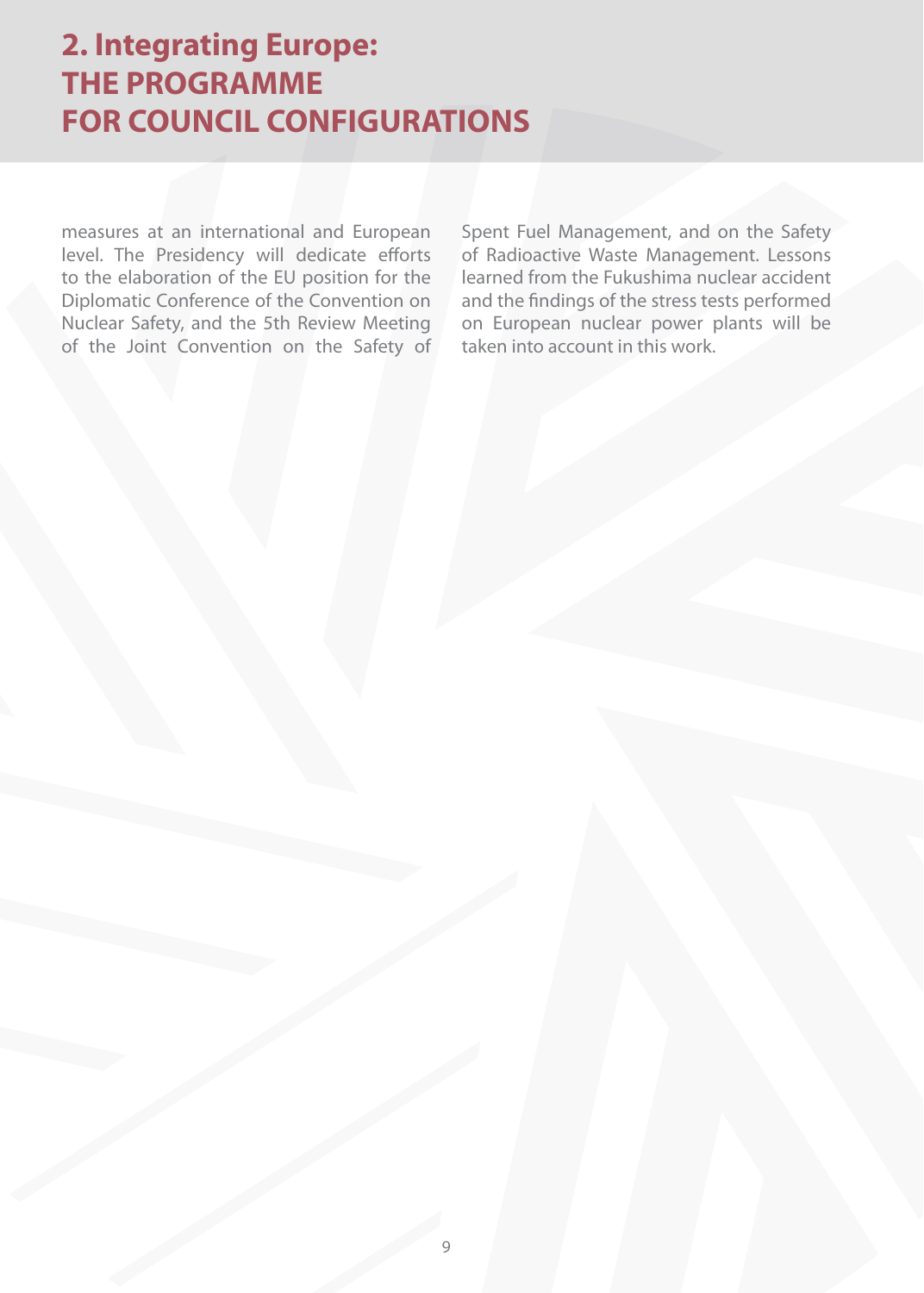# 2. Integrating Europe: THE PROGRAMME FOR COUNCIL CONFIGURATIONS

measures at an international and European level. The Presidency will dedicate efforts to the elaboration of the EU position for the Diplomatic Conference of the Convention on Nuclear Safety, and the 5th Review Meeting of the Joint Convention on the Safety of Spent Fuel Management, and on the Safety of Radioactive Waste Management. Lessons learned from the Fukushima nuclear accident and the findings of the stress tests performed on European nuclear power plants will be taken into account in this work.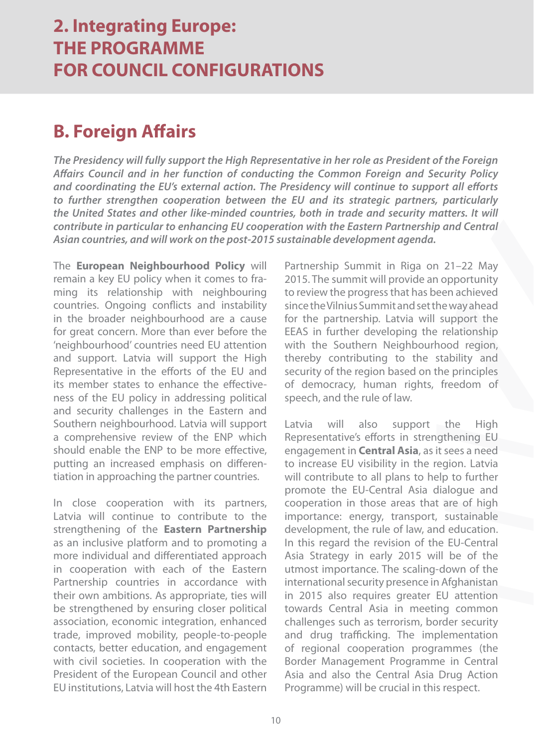# 2. Integrating Europe: THE PROGRAMME FOR COUNCIL CONFIGURATIONS

## B. Foreign Affairs

***The Presidency will fully support the High Representative in her role as President of the Foreign Affairs Council and in her function of conducting the Common Foreign and Security Policy and coordinating the EU's external action. The Presidency will continue to support all efforts to further strengthen cooperation between the EU and its strategic partners, particularly the United States and other like-minded countries, both in trade and security matters. It will contribute in particular to enhancing EU cooperation with the Eastern Partnership and Central Asian countries, and will work on the post-2015 sustainable development agenda.***

The **European Neighbourhood Policy** will remain a key EU policy when it comes to framing its relationship with neighbouring countries. Ongoing conflicts and instability in the broader neighbourhood are a cause for great concern. More than ever before the 'neighbourhood' countries need EU attention and support. Latvia will support the High Representative in the efforts of the EU and its member states to enhance the effectiveness of the EU policy in addressing political and security challenges in the Eastern and Southern neighbourhood. Latvia will support a comprehensive review of the ENP which should enable the ENP to be more effective, putting an increased emphasis on differentiation in approaching the partner countries.

In close cooperation with its partners, Latvia will continue to contribute to the strengthening of the **Eastern Partnership** as an inclusive platform and to promoting a more individual and differentiated approach in cooperation with each of the Eastern Partnership countries in accordance with their own ambitions. As appropriate, ties will be strengthened by ensuring closer political association, economic integration, enhanced trade, improved mobility, people-to-people contacts, better education, and engagement with civil societies. In cooperation with the President of the European Council and other EU institutions, Latvia will host the 4th Eastern Partnership Summit in Riga on 21–22 May 2015. The summit will provide an opportunity to review the progress that has been achieved since the Vilnius Summit and set the way ahead for the partnership. Latvia will support the EEAS in further developing the relationship with the Southern Neighbourhood region, thereby contributing to the stability and security of the region based on the principles of democracy, human rights, freedom of speech, and the rule of law.

Latvia will also support the High Representative's efforts in strengthening EU engagement in **Central Asia**, as it sees a need to increase EU visibility in the region. Latvia will contribute to all plans to help to further promote the EU-Central Asia dialogue and cooperation in those areas that are of high importance: energy, transport, sustainable development, the rule of law, and education. In this regard the revision of the EU-Central Asia Strategy in early 2015 will be of the utmost importance. The scaling-down of the international security presence in Afghanistan in 2015 also requires greater EU attention towards Central Asia in meeting common challenges such as terrorism, border security and drug trafficking. The implementation of regional cooperation programmes (the Border Management Programme in Central Asia and also the Central Asia Drug Action Programme) will be crucial in this respect.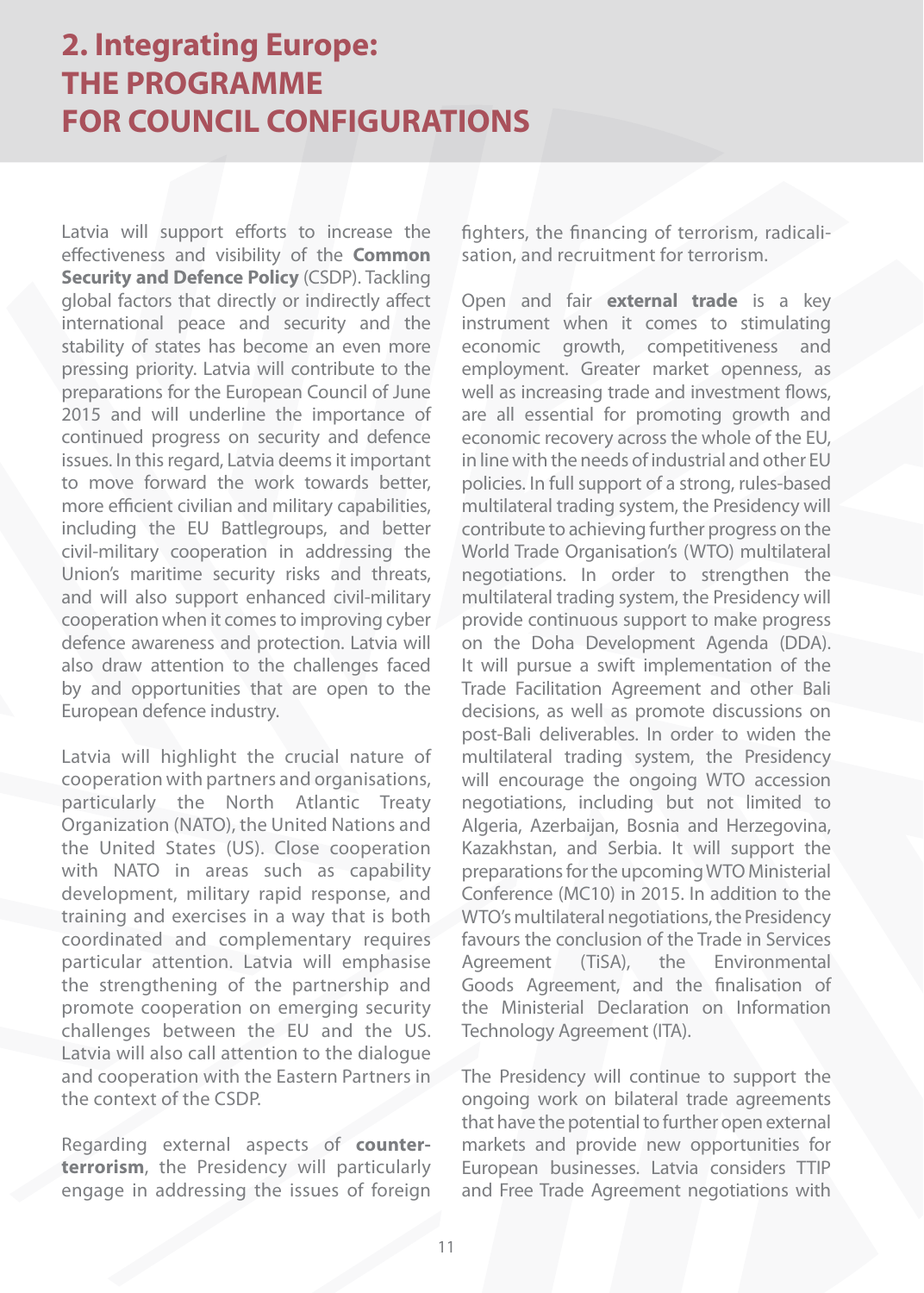# 2. Integrating Europe: THE PROGRAMME FOR COUNCIL CONFIGURATIONS

Latvia will support efforts to increase the effectiveness and visibility of the **Common Security and Defence Policy** (CSDP). Tackling global factors that directly or indirectly affect international peace and security and the stability of states has become an even more pressing priority. Latvia will contribute to the preparations for the European Council of June 2015 and will underline the importance of continued progress on security and defence issues. In this regard, Latvia deems it important to move forward the work towards better, more efficient civilian and military capabilities, including the EU Battlegroups, and better civil-military cooperation in addressing the Union's maritime security risks and threats, and will also support enhanced civil-military cooperation when it comes to improving cyber defence awareness and protection. Latvia will also draw attention to the challenges faced by and opportunities that are open to the European defence industry.

Latvia will highlight the crucial nature of cooperation with partners and organisations, particularly the North Atlantic Treaty Organization (NATO), the United Nations and the United States (US). Close cooperation with NATO in areas such as capability development, military rapid response, and training and exercises in a way that is both coordinated and complementary requires particular attention. Latvia will emphasise the strengthening of the partnership and promote cooperation on emerging security challenges between the EU and the US. Latvia will also call attention to the dialogue and cooperation with the Eastern Partners in the context of the CSDP.

Regarding external aspects of **counter-terrorism**, the Presidency will particularly engage in addressing the issues of foreign fighters, the financing of terrorism, radicalisation, and recruitment for terrorism.

Open and fair **external trade** is a key instrument when it comes to stimulating economic growth, competitiveness and employment. Greater market openness, as well as increasing trade and investment flows, are all essential for promoting growth and economic recovery across the whole of the EU, in line with the needs of industrial and other EU policies. In full support of a strong, rules-based multilateral trading system, the Presidency will contribute to achieving further progress on the World Trade Organisation's (WTO) multilateral negotiations. In order to strengthen the multilateral trading system, the Presidency will provide continuous support to make progress on the Doha Development Agenda (DDA). It will pursue a swift implementation of the Trade Facilitation Agreement and other Bali decisions, as well as promote discussions on post-Bali deliverables. In order to widen the multilateral trading system, the Presidency will encourage the ongoing WTO accession negotiations, including but not limited to Algeria, Azerbaijan, Bosnia and Herzegovina, Kazakhstan, and Serbia. It will support the preparations for the upcoming WTO Ministerial Conference (MC10) in 2015. In addition to the WTO's multilateral negotiations, the Presidency favours the conclusion of the Trade in Services Agreement (TiSA), the Environmental Goods Agreement, and the finalisation of the Ministerial Declaration on Information Technology Agreement (ITA).

The Presidency will continue to support the ongoing work on bilateral trade agreements that have the potential to further open external markets and provide new opportunities for European businesses. Latvia considers TTIP and Free Trade Agreement negotiations with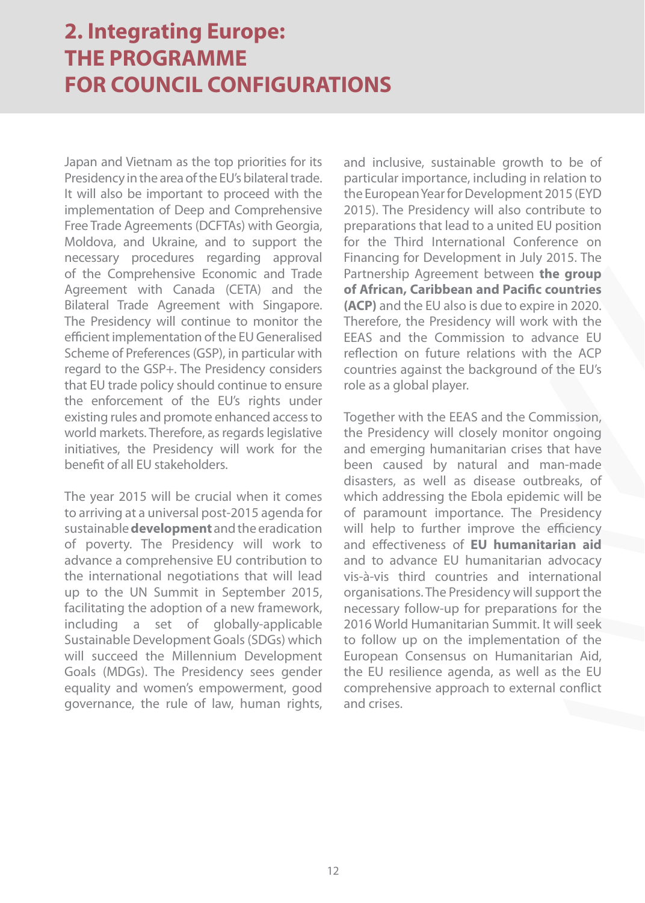# 2. Integrating Europe: THE PROGRAMME FOR COUNCIL CONFIGURATIONS

Japan and Vietnam as the top priorities for its Presidency in the area of the EU's bilateral trade. It will also be important to proceed with the implementation of Deep and Comprehensive Free Trade Agreements (DCFTAs) with Georgia, Moldova, and Ukraine, and to support the necessary procedures regarding approval of the Comprehensive Economic and Trade Agreement with Canada (CETA) and the Bilateral Trade Agreement with Singapore. The Presidency will continue to monitor the efficient implementation of the EU Generalised Scheme of Preferences (GSP), in particular with regard to the GSP+. The Presidency considers that EU trade policy should continue to ensure the enforcement of the EU's rights under existing rules and promote enhanced access to world markets. Therefore, as regards legislative initiatives, the Presidency will work for the benefit of all EU stakeholders.

The year 2015 will be crucial when it comes to arriving at a universal post-2015 agenda for sustainable **development** and the eradication of poverty. The Presidency will work to advance a comprehensive EU contribution to the international negotiations that will lead up to the UN Summit in September 2015, facilitating the adoption of a new framework, including a set of globally-applicable Sustainable Development Goals (SDGs) which will succeed the Millennium Development Goals (MDGs). The Presidency sees gender equality and women's empowerment, good governance, the rule of law, human rights, and inclusive, sustainable growth to be of particular importance, including in relation to the European Year for Development 2015 (EYD 2015). The Presidency will also contribute to preparations that lead to a united EU position for the Third International Conference on Financing for Development in July 2015. The Partnership Agreement between **the group of African, Caribbean and Pacific countries (ACP)** and the EU also is due to expire in 2020. Therefore, the Presidency will work with the EEAS and the Commission to advance EU reflection on future relations with the ACP countries against the background of the EU's role as a global player.

Together with the EEAS and the Commission, the Presidency will closely monitor ongoing and emerging humanitarian crises that have been caused by natural and man-made disasters, as well as disease outbreaks, of which addressing the Ebola epidemic will be of paramount importance. The Presidency will help to further improve the efficiency and effectiveness of **EU humanitarian aid** and to advance EU humanitarian advocacy vis-à-vis third countries and international organisations. The Presidency will support the necessary follow-up for preparations for the 2016 World Humanitarian Summit. It will seek to follow up on the implementation of the European Consensus on Humanitarian Aid, the EU resilience agenda, as well as the EU comprehensive approach to external conflict and crises.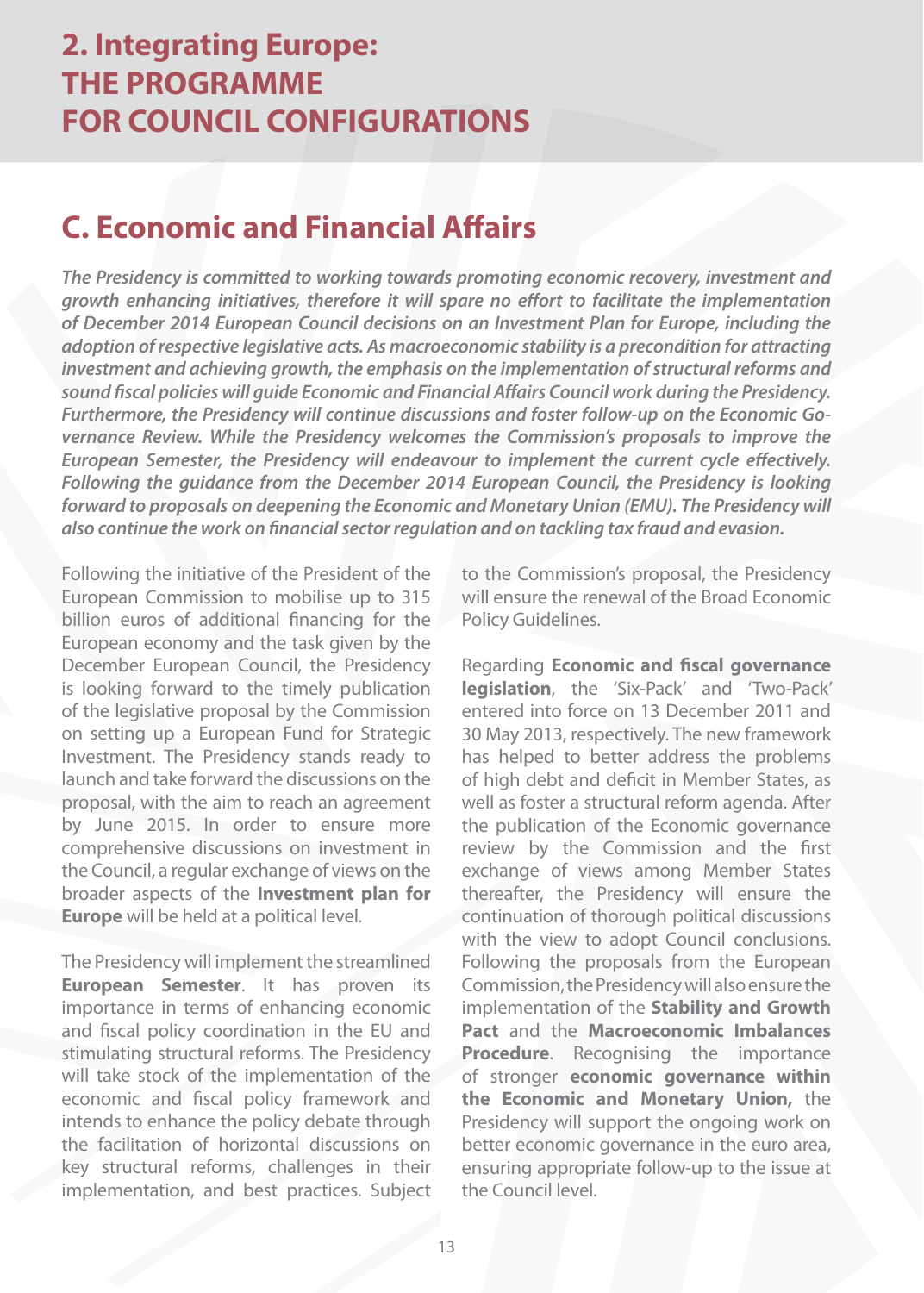# 2. Integrating Europe: THE PROGRAMME FOR COUNCIL CONFIGURATIONS

## C. Economic and Financial Affairs

***The Presidency is committed to working towards promoting economic recovery, investment and growth enhancing initiatives, therefore it will spare no effort to facilitate the implementation of December 2014 European Council decisions on an Investment Plan for Europe, including the adoption of respective legislative acts. As macroeconomic stability is a precondition for attracting investment and achieving growth, the emphasis on the implementation of structural reforms and sound fiscal policies will guide Economic and Financial Affairs Council work during the Presidency. Furthermore, the Presidency will continue discussions and foster follow-up on the Economic Governance Review. While the Presidency welcomes the Commission's proposals to improve the European Semester, the Presidency will endeavour to implement the current cycle effectively. Following the guidance from the December 2014 European Council, the Presidency is looking forward to proposals on deepening the Economic and Monetary Union (EMU). The Presidency will also continue the work on financial sector regulation and on tackling tax fraud and evasion.***

Following the initiative of the President of the European Commission to mobilise up to 315 billion euros of additional financing for the European economy and the task given by the December European Council, the Presidency is looking forward to the timely publication of the legislative proposal by the Commission on setting up a European Fund for Strategic Investment. The Presidency stands ready to launch and take forward the discussions on the proposal, with the aim to reach an agreement by June 2015. In order to ensure more comprehensive discussions on investment in the Council, a regular exchange of views on the broader aspects of the **Investment plan for Europe** will be held at a political level.

The Presidency will implement the streamlined **European Semester**. It has proven its importance in terms of enhancing economic and fiscal policy coordination in the EU and stimulating structural reforms. The Presidency will take stock of the implementation of the economic and fiscal policy framework and intends to enhance the policy debate through the facilitation of horizontal discussions on key structural reforms, challenges in their implementation, and best practices. Subject to the Commission's proposal, the Presidency will ensure the renewal of the Broad Economic Policy Guidelines.

Regarding **Economic and fiscal governance legislation**, the 'Six-Pack' and 'Two-Pack' entered into force on 13 December 2011 and 30 May 2013, respectively. The new framework has helped to better address the problems of high debt and deficit in Member States, as well as foster a structural reform agenda. After the publication of the Economic governance review by the Commission and the first exchange of views among Member States thereafter, the Presidency will ensure the continuation of thorough political discussions with the view to adopt Council conclusions. Following the proposals from the European Commission, the Presidency will also ensure the implementation of the **Stability and Growth Pact** and the **Macroeconomic Imbalances Procedure**. Recognising the importance of stronger **economic governance within the Economic and Monetary Union,** the Presidency will support the ongoing work on better economic governance in the euro area, ensuring appropriate follow-up to the issue at the Council level.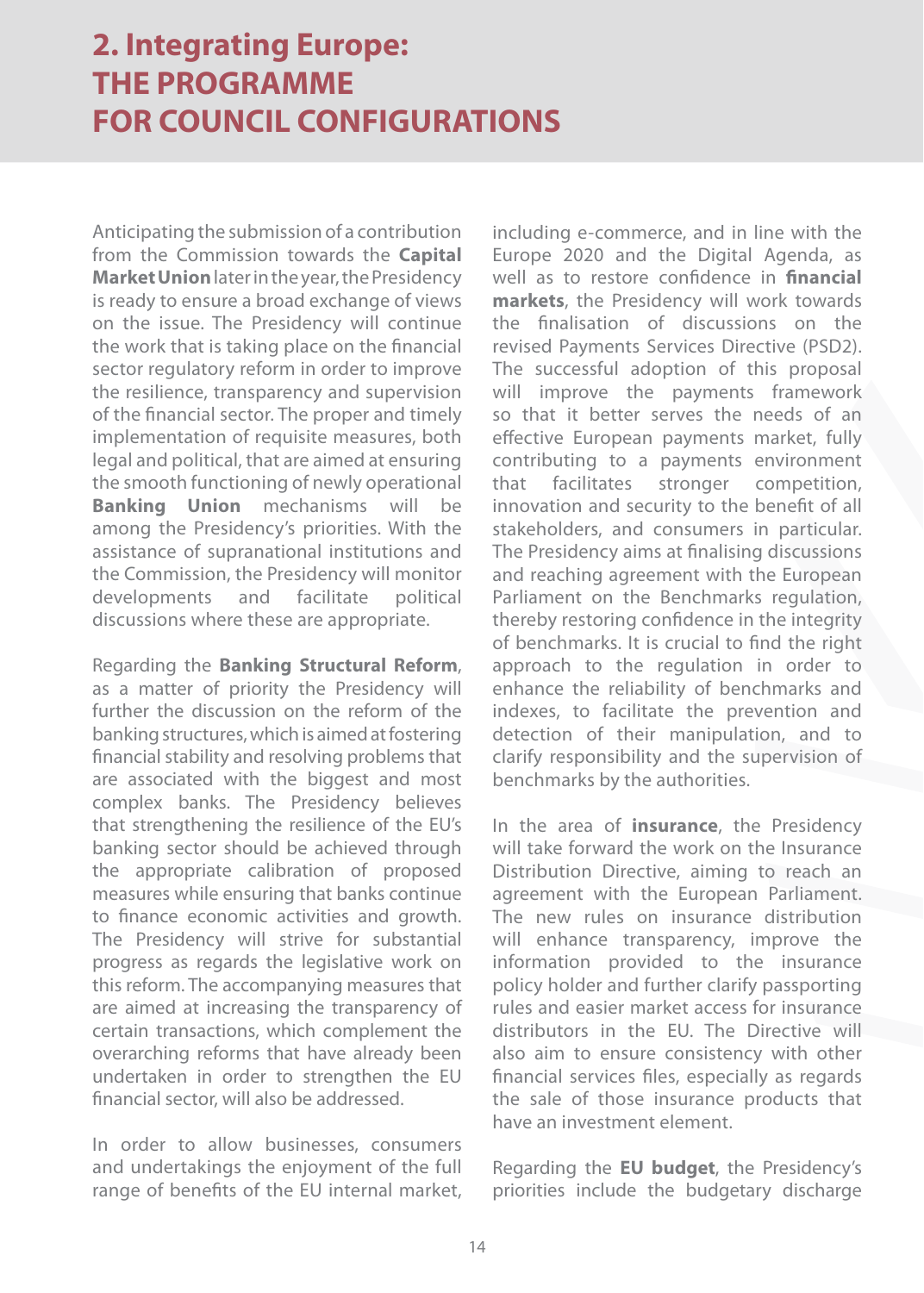# 2. Integrating Europe: THE PROGRAMME FOR COUNCIL CONFIGURATIONS

Anticipating the submission of a contribution from the Commission towards the **Capital Market Union** later in the year, the Presidency is ready to ensure a broad exchange of views on the issue. The Presidency will continue the work that is taking place on the financial sector regulatory reform in order to improve the resilience, transparency and supervision of the financial sector. The proper and timely implementation of requisite measures, both legal and political, that are aimed at ensuring the smooth functioning of newly operational **Banking Union** mechanisms will be among the Presidency's priorities. With the assistance of supranational institutions and the Commission, the Presidency will monitor developments and facilitate political discussions where these are appropriate.

Regarding the **Banking Structural Reform**, as a matter of priority the Presidency will further the discussion on the reform of the banking structures, which is aimed at fostering financial stability and resolving problems that are associated with the biggest and most complex banks. The Presidency believes that strengthening the resilience of the EU's banking sector should be achieved through the appropriate calibration of proposed measures while ensuring that banks continue to finance economic activities and growth. The Presidency will strive for substantial progress as regards the legislative work on this reform. The accompanying measures that are aimed at increasing the transparency of certain transactions, which complement the overarching reforms that have already been undertaken in order to strengthen the EU financial sector, will also be addressed.

In order to allow businesses, consumers and undertakings the enjoyment of the full range of benefits of the EU internal market, including e-commerce, and in line with the Europe 2020 and the Digital Agenda, as well as to restore confidence in **financial markets**, the Presidency will work towards the finalisation of discussions on the revised Payments Services Directive (PSD2). The successful adoption of this proposal will improve the payments framework so that it better serves the needs of an effective European payments market, fully contributing to a payments environment that facilitates stronger competition, innovation and security to the benefit of all stakeholders, and consumers in particular. The Presidency aims at finalising discussions and reaching agreement with the European Parliament on the Benchmarks regulation, thereby restoring confidence in the integrity of benchmarks. It is crucial to find the right approach to the regulation in order to enhance the reliability of benchmarks and indexes, to facilitate the prevention and detection of their manipulation, and to clarify responsibility and the supervision of benchmarks by the authorities.

In the area of **insurance**, the Presidency will take forward the work on the Insurance Distribution Directive, aiming to reach an agreement with the European Parliament. The new rules on insurance distribution will enhance transparency, improve the information provided to the insurance policy holder and further clarify passporting rules and easier market access for insurance distributors in the EU. The Directive will also aim to ensure consistency with other financial services files, especially as regards the sale of those insurance products that have an investment element.

Regarding the **EU budget**, the Presidency's priorities include the budgetary discharge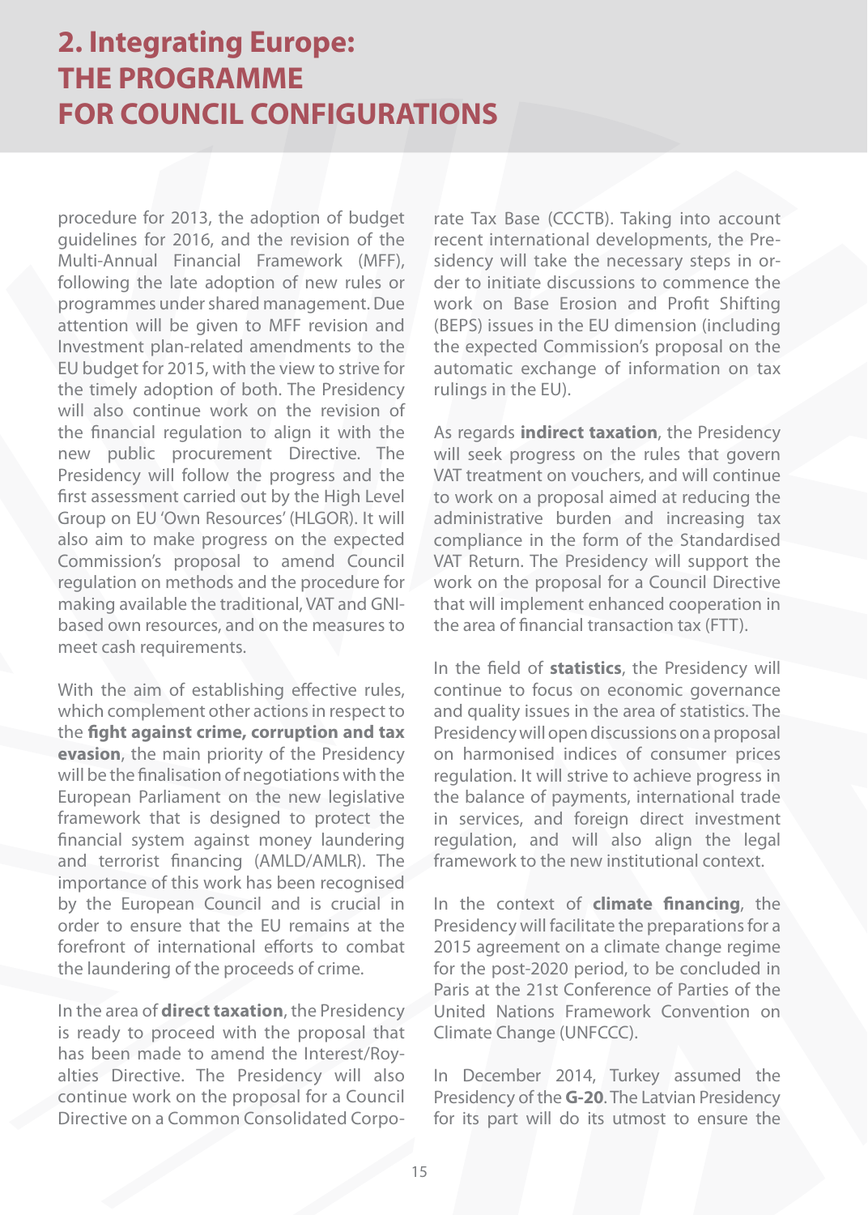procedure for 2013, the adoption of budget guidelines for 2016, and the revision of the Multi-Annual Financial Framework (MFF), following the late adoption of new rules or programmes under shared management. Due attention will be given to MFF revision and Investment plan-related amendments to the EU budget for 2015, with the view to strive for the timely adoption of both. The Presidency will also continue work on the revision of the financial regulation to align it with the new public procurement Directive. The Presidency will follow the progress and the first assessment carried out by the High Level Group on EU 'Own Resources' (HLGOR). It will also aim to make progress on the expected Commission's proposal to amend Council regulation on methods and the procedure for making available the traditional, VAT and GNI-based own resources, and on the measures to meet cash requirements.

With the aim of establishing effective rules, which complement other actions in respect to the **fight against crime, corruption and tax evasion**, the main priority of the Presidency will be the finalisation of negotiations with the European Parliament on the new legislative framework that is designed to protect the financial system against money laundering and terrorist financing (AMLD/AMLR). The importance of this work has been recognised by the European Council and is crucial in order to ensure that the EU remains at the forefront of international efforts to combat the laundering of the proceeds of crime.

In the area of **direct taxation**, the Presidency is ready to proceed with the proposal that has been made to amend the Interest/Royalties Directive. The Presidency will also continue work on the proposal for a Council Directive on a Common Consolidated Corporate Tax Base (CCCTB). Taking into account recent international developments, the Presidency will take the necessary steps in order to initiate discussions to commence the work on Base Erosion and Profit Shifting (BEPS) issues in the EU dimension (including the expected Commission's proposal on the automatic exchange of information on tax rulings in the EU).

As regards **indirect taxation**, the Presidency will seek progress on the rules that govern VAT treatment on vouchers, and will continue to work on a proposal aimed at reducing the administrative burden and increasing tax compliance in the form of the Standardised VAT Return. The Presidency will support the work on the proposal for a Council Directive that will implement enhanced cooperation in the area of financial transaction tax (FTT).

In the field of **statistics**, the Presidency will continue to focus on economic governance and quality issues in the area of statistics. The Presidency will open discussions on a proposal on harmonised indices of consumer prices regulation. It will strive to achieve progress in the balance of payments, international trade in services, and foreign direct investment regulation, and will also align the legal framework to the new institutional context.

In the context of **climate financing**, the Presidency will facilitate the preparations for a 2015 agreement on a climate change regime for the post-2020 period, to be concluded in Paris at the 21st Conference of Parties of the United Nations Framework Convention on Climate Change (UNFCCC).

In December 2014, Turkey assumed the Presidency of the **G-20**. The Latvian Presidency for its part will do its utmost to ensure the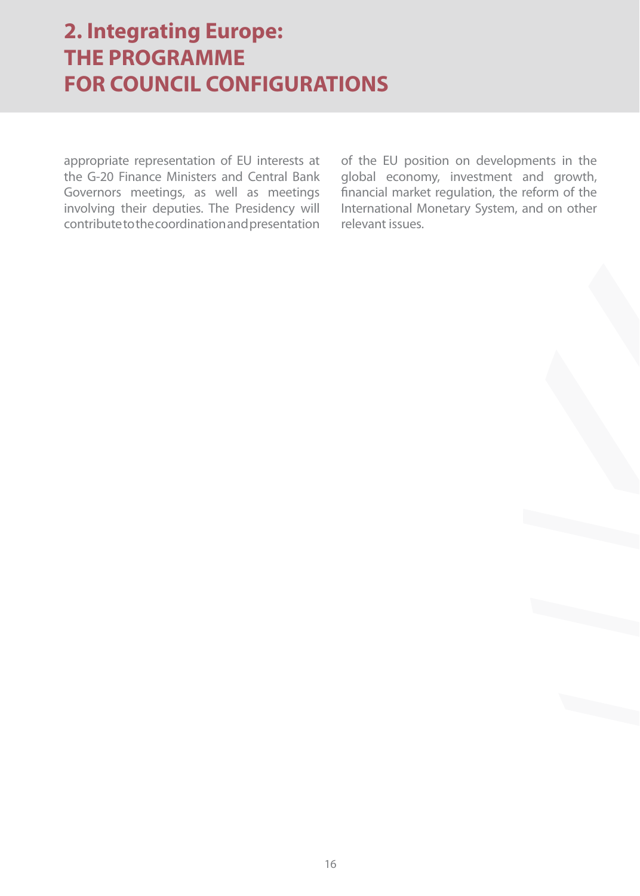appropriate representation of EU interests at the G-20 Finance Ministers and Central Bank Governors meetings, as well as meetings involving their deputies. The Presidency will contribute to the coordination and presentation of the EU position on developments in the global economy, investment and growth, financial market regulation, the reform of the International Monetary System, and on other relevant issues.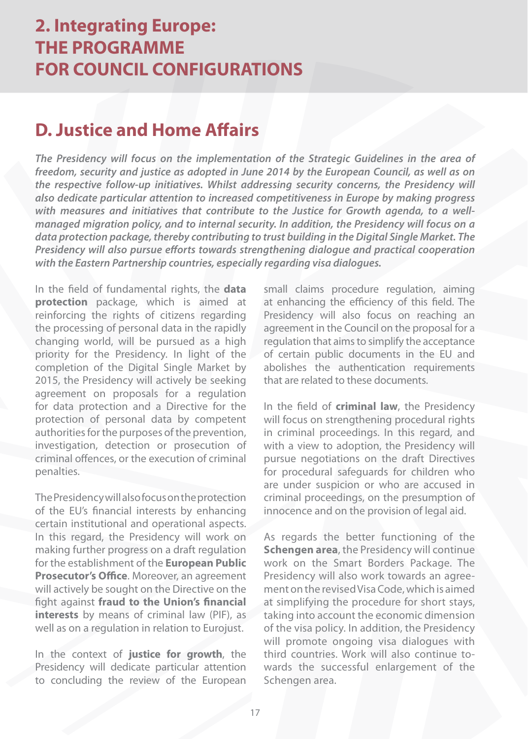# 2. Integrating Europe: THE PROGRAMME FOR COUNCIL CONFIGURATIONS

## D. Justice and Home Affairs

***The Presidency will focus on the implementation of the Strategic Guidelines in the area of freedom, security and justice as adopted in June 2014 by the European Council, as well as on the respective follow-up initiatives. Whilst addressing security concerns, the Presidency will also dedicate particular attention to increased competitiveness in Europe by making progress with measures and initiatives that contribute to the Justice for Growth agenda, to a well-managed migration policy, and to internal security. In addition, the Presidency will focus on a data protection package, thereby contributing to trust building in the Digital Single Market. The Presidency will also pursue efforts towards strengthening dialogue and practical cooperation with the Eastern Partnership countries, especially regarding visa dialogues.***

In the field of fundamental rights, the **data protection** package, which is aimed at reinforcing the rights of citizens regarding the processing of personal data in the rapidly changing world, will be pursued as a high priority for the Presidency. In light of the completion of the Digital Single Market by 2015, the Presidency will actively be seeking agreement on proposals for a regulation for data protection and a Directive for the protection of personal data by competent authorities for the purposes of the prevention, investigation, detection or prosecution of criminal offences, or the execution of criminal penalties.

The Presidency will also focus on the protection of the EU's financial interests by enhancing certain institutional and operational aspects. In this regard, the Presidency will work on making further progress on a draft regulation for the establishment of the **European Public Prosecutor's Office**. Moreover, an agreement will actively be sought on the Directive on the fight against **fraud to the Union's financial interests** by means of criminal law (PIF), as well as on a regulation in relation to Eurojust.

In the context of **justice for growth**, the Presidency will dedicate particular attention to concluding the review of the European small claims procedure regulation, aiming at enhancing the efficiency of this field. The Presidency will also focus on reaching an agreement in the Council on the proposal for a regulation that aims to simplify the acceptance of certain public documents in the EU and abolishes the authentication requirements that are related to these documents.

In the field of **criminal law**, the Presidency will focus on strengthening procedural rights in criminal proceedings. In this regard, and with a view to adoption, the Presidency will pursue negotiations on the draft Directives for procedural safeguards for children who are under suspicion or who are accused in criminal proceedings, on the presumption of innocence and on the provision of legal aid.

As regards the better functioning of the **Schengen area**, the Presidency will continue work on the Smart Borders Package. The Presidency will also work towards an agreement on the revised Visa Code, which is aimed at simplifying the procedure for short stays, taking into account the economic dimension of the visa policy. In addition, the Presidency will promote ongoing visa dialogues with third countries. Work will also continue towards the successful enlargement of the Schengen area.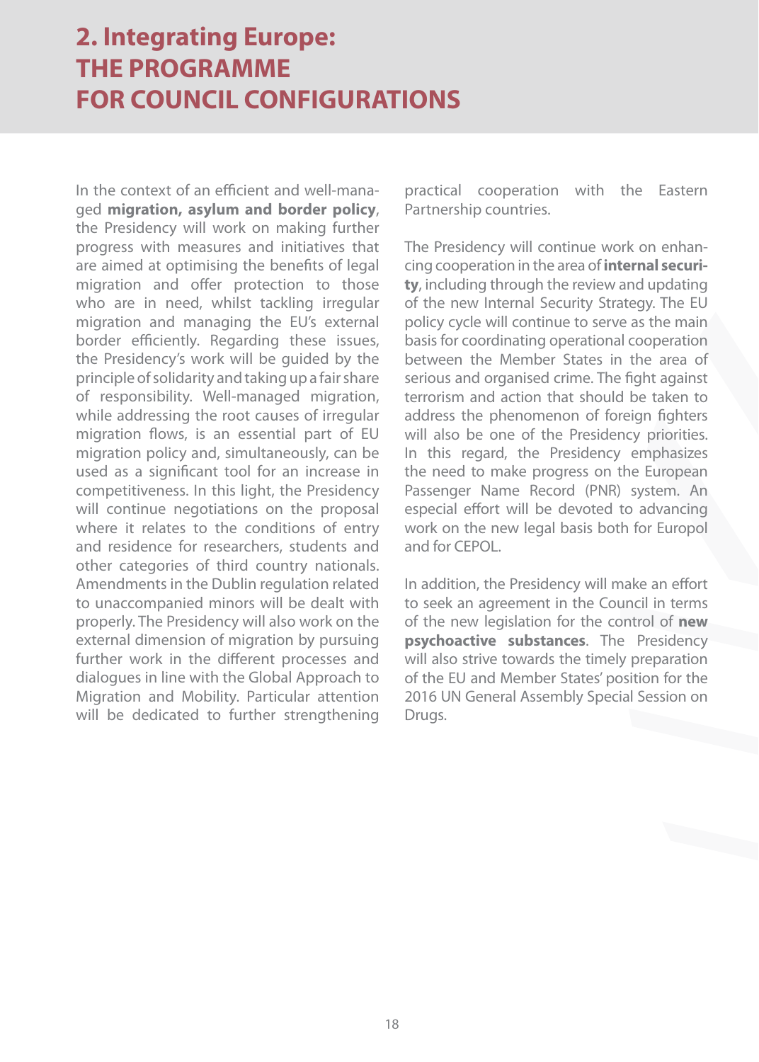# 2. Integrating Europe: THE PROGRAMME FOR COUNCIL CONFIGURATIONS

In the context of an efficient and well-managed **migration, asylum and border policy**, the Presidency will work on making further progress with measures and initiatives that are aimed at optimising the benefits of legal migration and offer protection to those who are in need, whilst tackling irregular migration and managing the EU's external border efficiently. Regarding these issues, the Presidency's work will be guided by the principle of solidarity and taking up a fair share of responsibility. Well-managed migration, while addressing the root causes of irregular migration flows, is an essential part of EU migration policy and, simultaneously, can be used as a significant tool for an increase in competitiveness. In this light, the Presidency will continue negotiations on the proposal where it relates to the conditions of entry and residence for researchers, students and other categories of third country nationals. Amendments in the Dublin regulation related to unaccompanied minors will be dealt with properly. The Presidency will also work on the external dimension of migration by pursuing further work in the different processes and dialogues in line with the Global Approach to Migration and Mobility. Particular attention will be dedicated to further strengthening practical cooperation with the Eastern Partnership countries.

The Presidency will continue work on enhancing cooperation in the area of **internal security**, including through the review and updating of the new Internal Security Strategy. The EU policy cycle will continue to serve as the main basis for coordinating operational cooperation between the Member States in the area of serious and organised crime. The fight against terrorism and action that should be taken to address the phenomenon of foreign fighters will also be one of the Presidency priorities. In this regard, the Presidency emphasizes the need to make progress on the European Passenger Name Record (PNR) system. An especial effort will be devoted to advancing work on the new legal basis both for Europol and for CEPOL.

In addition, the Presidency will make an effort to seek an agreement in the Council in terms of the new legislation for the control of **new psychoactive substances**. The Presidency will also strive towards the timely preparation of the EU and Member States' position for the 2016 UN General Assembly Special Session on Drugs.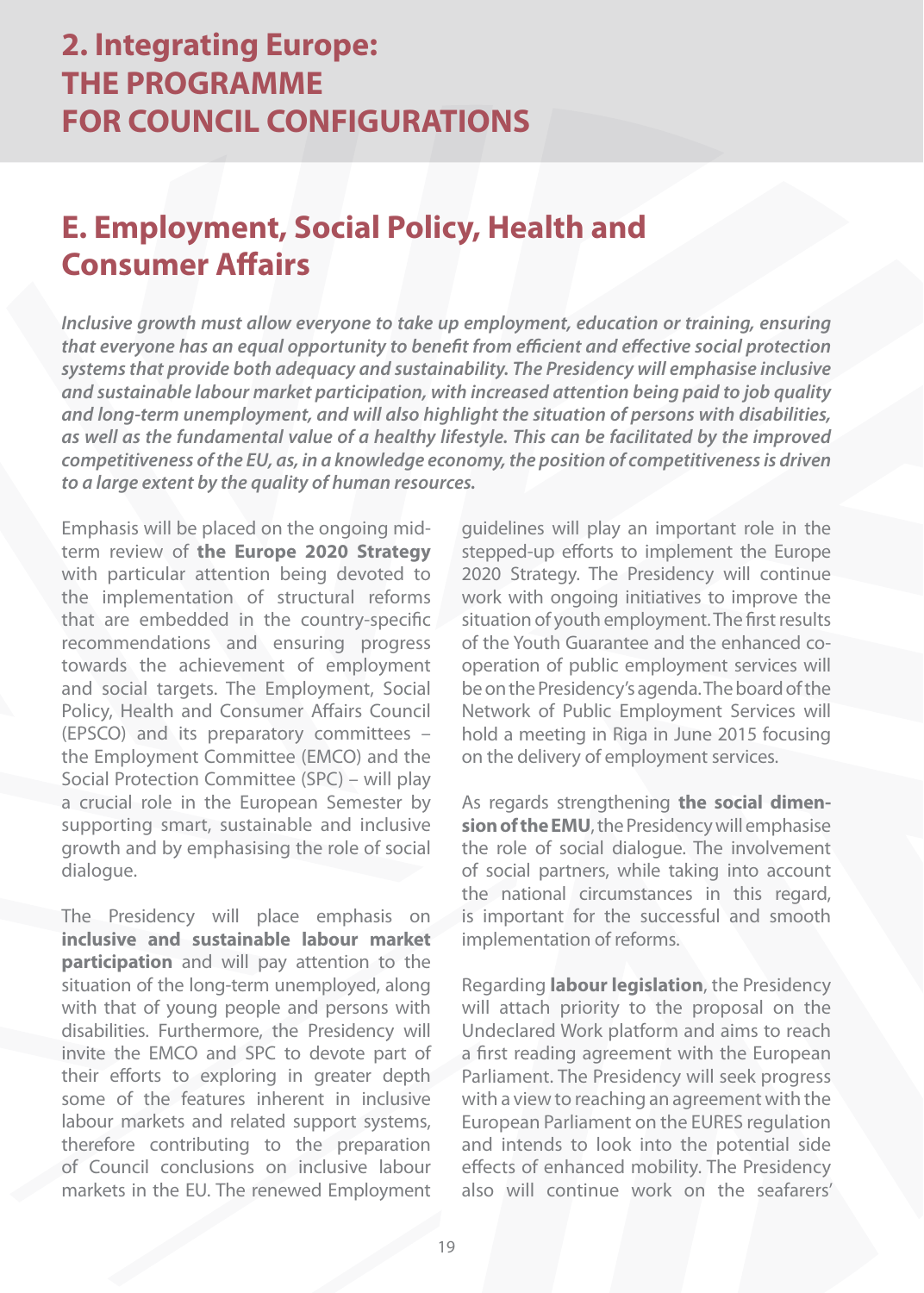# 2. Integrating Europe: THE PROGRAMME FOR COUNCIL CONFIGURATIONS

## E. Employment, Social Policy, Health and Consumer Affairs

***Inclusive growth must allow everyone to take up employment, education or training, ensuring that everyone has an equal opportunity to benefit from efficient and effective social protection systems that provide both adequacy and sustainability. The Presidency will emphasise inclusive and sustainable labour market participation, with increased attention being paid to job quality and long-term unemployment, and will also highlight the situation of persons with disabilities, as well as the fundamental value of a healthy lifestyle. This can be facilitated by the improved competitiveness of the EU, as, in a knowledge economy, the position of competitiveness is driven to a large extent by the quality of human resources.***

Emphasis will be placed on the ongoing mid-term review of **the Europe 2020 Strategy** with particular attention being devoted to the implementation of structural reforms that are embedded in the country-specific recommendations and ensuring progress towards the achievement of employment and social targets. The Employment, Social Policy, Health and Consumer Affairs Council (EPSCO) and its preparatory committees – the Employment Committee (EMCO) and the Social Protection Committee (SPC) – will play a crucial role in the European Semester by supporting smart, sustainable and inclusive growth and by emphasising the role of social dialogue.

The Presidency will place emphasis on **inclusive and sustainable labour market participation** and will pay attention to the situation of the long-term unemployed, along with that of young people and persons with disabilities. Furthermore, the Presidency will invite the EMCO and SPC to devote part of their efforts to exploring in greater depth some of the features inherent in inclusive labour markets and related support systems, therefore contributing to the preparation of Council conclusions on inclusive labour markets in the EU. The renewed Employment guidelines will play an important role in the stepped-up efforts to implement the Europe 2020 Strategy. The Presidency will continue work with ongoing initiatives to improve the situation of youth employment. The first results of the Youth Guarantee and the enhanced co-operation of public employment services will be on the Presidency's agenda. The board of the Network of Public Employment Services will hold a meeting in Riga in June 2015 focusing on the delivery of employment services.

As regards strengthening **the social dimension of the EMU**, the Presidency will emphasise the role of social dialogue. The involvement of social partners, while taking into account the national circumstances in this regard, is important for the successful and smooth implementation of reforms.

Regarding **labour legislation**, the Presidency will attach priority to the proposal on the Undeclared Work platform and aims to reach a first reading agreement with the European Parliament. The Presidency will seek progress with a view to reaching an agreement with the European Parliament on the EURES regulation and intends to look into the potential side effects of enhanced mobility. The Presidency also will continue work on the seafarers'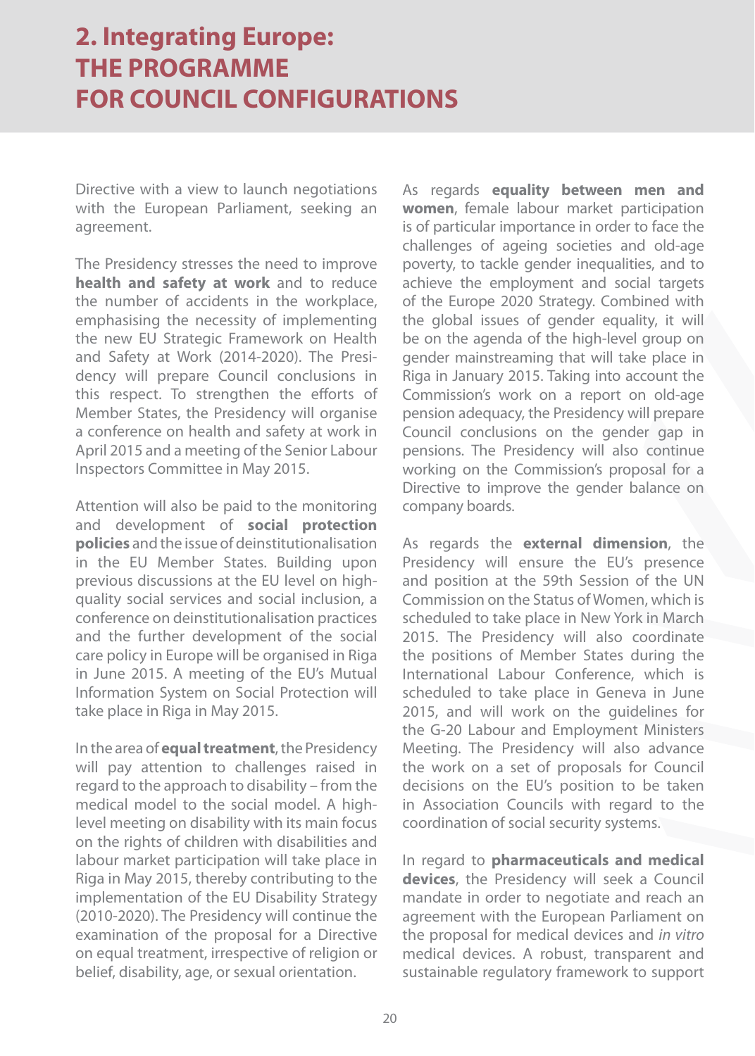Directive with a view to launch negotiations with the European Parliament, seeking an agreement.

The Presidency stresses the need to improve **health and safety at work** and to reduce the number of accidents in the workplace, emphasising the necessity of implementing the new EU Strategic Framework on Health and Safety at Work (2014-2020). The Presidency will prepare Council conclusions in this respect. To strengthen the efforts of Member States, the Presidency will organise a conference on health and safety at work in April 2015 and a meeting of the Senior Labour Inspectors Committee in May 2015.

Attention will also be paid to the monitoring and development of **social protection policies** and the issue of deinstitutionalisation in the EU Member States. Building upon previous discussions at the EU level on high-quality social services and social inclusion, a conference on deinstitutionalisation practices and the further development of the social care policy in Europe will be organised in Riga in June 2015. A meeting of the EU's Mutual Information System on Social Protection will take place in Riga in May 2015.

In the area of **equal treatment**, the Presidency will pay attention to challenges raised in regard to the approach to disability – from the medical model to the social model. A high-level meeting on disability with its main focus on the rights of children with disabilities and labour market participation will take place in Riga in May 2015, thereby contributing to the implementation of the EU Disability Strategy (2010-2020). The Presidency will continue the examination of the proposal for a Directive on equal treatment, irrespective of religion or belief, disability, age, or sexual orientation.

As regards **equality between men and women**, female labour market participation is of particular importance in order to face the challenges of ageing societies and old-age poverty, to tackle gender inequalities, and to achieve the employment and social targets of the Europe 2020 Strategy. Combined with the global issues of gender equality, it will be on the agenda of the high-level group on gender mainstreaming that will take place in Riga in January 2015. Taking into account the Commission's work on a report on old-age pension adequacy, the Presidency will prepare Council conclusions on the gender gap in pensions. The Presidency will also continue working on the Commission's proposal for a Directive to improve the gender balance on company boards.

As regards the **external dimension**, the Presidency will ensure the EU's presence and position at the 59th Session of the UN Commission on the Status of Women, which is scheduled to take place in New York in March 2015. The Presidency will also coordinate the positions of Member States during the International Labour Conference, which is scheduled to take place in Geneva in June 2015, and will work on the guidelines for the G-20 Labour and Employment Ministers Meeting. The Presidency will also advance the work on a set of proposals for Council decisions on the EU's position to be taken in Association Councils with regard to the coordination of social security systems.

In regard to **pharmaceuticals and medical devices**, the Presidency will seek a Council mandate in order to negotiate and reach an agreement with the European Parliament on the proposal for medical devices and *in vitro* medical devices. A robust, transparent and sustainable regulatory framework to support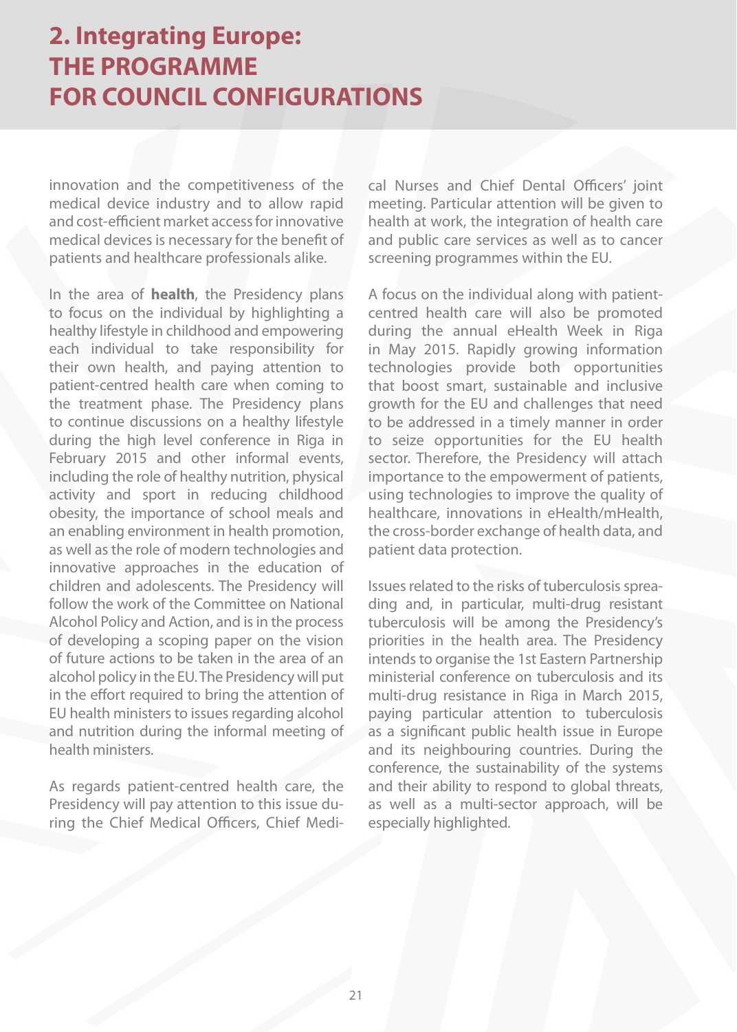innovation and the competitiveness of the medical device industry and to allow rapid and cost-efficient market access for innovative medical devices is necessary for the benefit of patients and healthcare professionals alike.

In the area of **health**, the Presidency plans to focus on the individual by highlighting a healthy lifestyle in childhood and empowering each individual to take responsibility for their own health, and paying attention to patient-centred health care when coming to the treatment phase. The Presidency plans to continue discussions on a healthy lifestyle during the high level conference in Riga in February 2015 and other informal events, including the role of healthy nutrition, physical activity and sport in reducing childhood obesity, the importance of school meals and an enabling environment in health promotion, as well as the role of modern technologies and innovative approaches in the education of children and adolescents. The Presidency will follow the work of the Committee on National Alcohol Policy and Action, and is in the process of developing a scoping paper on the vision of future actions to be taken in the area of an alcohol policy in the EU. The Presidency will put in the effort required to bring the attention of EU health ministers to issues regarding alcohol and nutrition during the informal meeting of health ministers.

As regards patient-centred health care, the Presidency will pay attention to this issue during the Chief Medical Officers, Chief Medical Nurses and Chief Dental Officers' joint meeting. Particular attention will be given to health at work, the integration of health care and public care services as well as to cancer screening programmes within the EU.

A focus on the individual along with patient-centred health care will also be promoted during the annual eHealth Week in Riga in May 2015. Rapidly growing information technologies provide both opportunities that boost smart, sustainable and inclusive growth for the EU and challenges that need to be addressed in a timely manner in order to seize opportunities for the EU health sector. Therefore, the Presidency will attach importance to the empowerment of patients, using technologies to improve the quality of healthcare, innovations in eHealth/mHealth, the cross-border exchange of health data, and patient data protection.

Issues related to the risks of tuberculosis spreading and, in particular, multi-drug resistant tuberculosis will be among the Presidency's priorities in the health area. The Presidency intends to organise the 1st Eastern Partnership ministerial conference on tuberculosis and its multi-drug resistance in Riga in March 2015, paying particular attention to tuberculosis as a significant public health issue in Europe and its neighbouring countries. During the conference, the sustainability of the systems and their ability to respond to global threats, as well as a multi-sector approach, will be especially highlighted.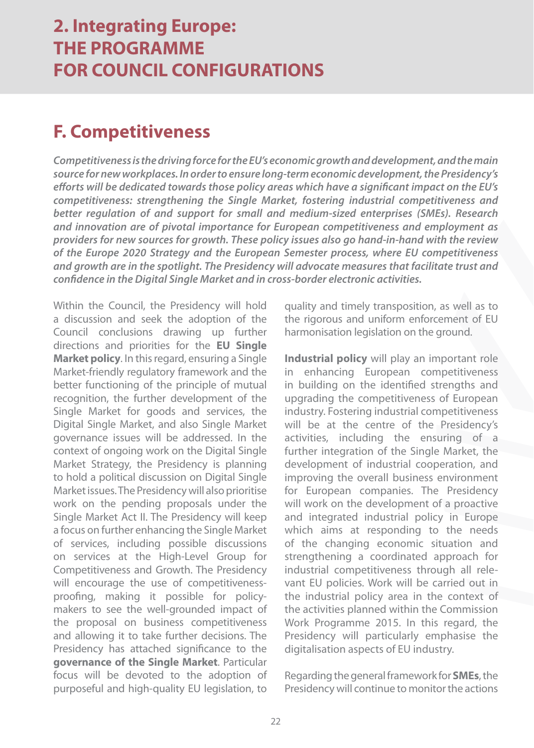# 2. Integrating Europe: THE PROGRAMME FOR COUNCIL CONFIGURATIONS

## F. Competitiveness

***Competitiveness is the driving force for the EU's economic growth and development, and the main source for new workplaces. In order to ensure long-term economic development, the Presidency's efforts will be dedicated towards those policy areas which have a significant impact on the EU's competitiveness: strengthening the Single Market, fostering industrial competitiveness and better regulation of and support for small and medium-sized enterprises (SMEs). Research and innovation are of pivotal importance for European competitiveness and employment as providers for new sources for growth. These policy issues also go hand-in-hand with the review of the Europe 2020 Strategy and the European Semester process, where EU competitiveness and growth are in the spotlight. The Presidency will advocate measures that facilitate trust and confidence in the Digital Single Market and in cross-border electronic activities.***

Within the Council, the Presidency will hold a discussion and seek the adoption of the Council conclusions drawing up further directions and priorities for the **EU Single Market policy**. In this regard, ensuring a Single Market-friendly regulatory framework and the better functioning of the principle of mutual recognition, the further development of the Single Market for goods and services, the Digital Single Market, and also Single Market governance issues will be addressed. In the context of ongoing work on the Digital Single Market Strategy, the Presidency is planning to hold a political discussion on Digital Single Market issues. The Presidency will also prioritise work on the pending proposals under the Single Market Act II. The Presidency will keep a focus on further enhancing the Single Market of services, including possible discussions on services at the High-Level Group for Competitiveness and Growth. The Presidency will encourage the use of competitiveness-proofing, making it possible for policy-makers to see the well-grounded impact of the proposal on business competitiveness and allowing it to take further decisions. The Presidency has attached significance to the **governance of the Single Market**. Particular focus will be devoted to the adoption of purposeful and high-quality EU legislation, to quality and timely transposition, as well as to the rigorous and uniform enforcement of EU harmonisation legislation on the ground.

**Industrial policy** will play an important role in enhancing European competitiveness in building on the identified strengths and upgrading the competitiveness of European industry. Fostering industrial competitiveness will be at the centre of the Presidency's activities, including the ensuring of a further integration of the Single Market, the development of industrial cooperation, and improving the overall business environment for European companies. The Presidency will work on the development of a proactive and integrated industrial policy in Europe which aims at responding to the needs of the changing economic situation and strengthening a coordinated approach for industrial competitiveness through all relevant EU policies. Work will be carried out in the industrial policy area in the context of the activities planned within the Commission Work Programme 2015. In this regard, the Presidency will particularly emphasise the digitalisation aspects of EU industry.

Regarding the general framework for **SMEs**, the Presidency will continue to monitor the actions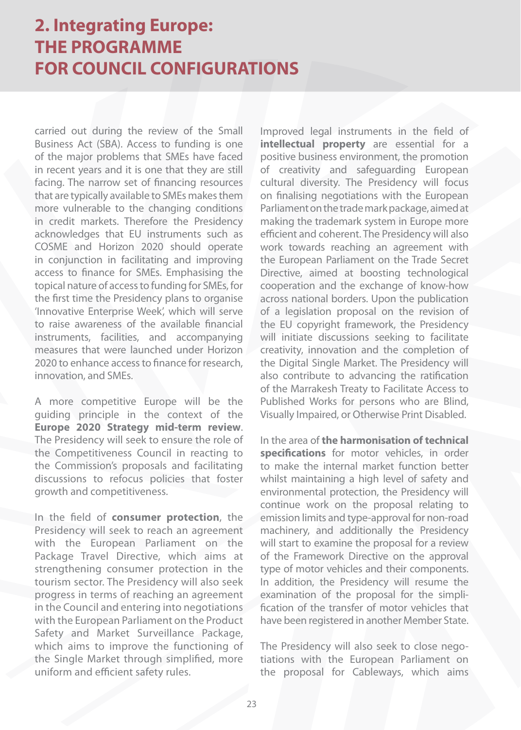# 2. Integrating Europe: THE PROGRAMME FOR COUNCIL CONFIGURATIONS

carried out during the review of the Small Business Act (SBA). Access to funding is one of the major problems that SMEs have faced in recent years and it is one that they are still facing. The narrow set of financing resources that are typically available to SMEs makes them more vulnerable to the changing conditions in credit markets. Therefore the Presidency acknowledges that EU instruments such as COSME and Horizon 2020 should operate in conjunction in facilitating and improving access to finance for SMEs. Emphasising the topical nature of access to funding for SMEs, for the first time the Presidency plans to organise 'Innovative Enterprise Week', which will serve to raise awareness of the available financial instruments, facilities, and accompanying measures that were launched under Horizon 2020 to enhance access to finance for research, innovation, and SMEs.

A more competitive Europe will be the guiding principle in the context of the **Europe 2020 Strategy mid-term review**. The Presidency will seek to ensure the role of the Competitiveness Council in reacting to the Commission's proposals and facilitating discussions to refocus policies that foster growth and competitiveness.

In the field of **consumer protection**, the Presidency will seek to reach an agreement with the European Parliament on the Package Travel Directive, which aims at strengthening consumer protection in the tourism sector. The Presidency will also seek progress in terms of reaching an agreement in the Council and entering into negotiations with the European Parliament on the Product Safety and Market Surveillance Package, which aims to improve the functioning of the Single Market through simplified, more uniform and efficient safety rules.

Improved legal instruments in the field of **intellectual property** are essential for a positive business environment, the promotion of creativity and safeguarding European cultural diversity. The Presidency will focus on finalising negotiations with the European Parliament on the trade mark package, aimed at making the trademark system in Europe more efficient and coherent. The Presidency will also work towards reaching an agreement with the European Parliament on the Trade Secret Directive, aimed at boosting technological cooperation and the exchange of know-how across national borders. Upon the publication of a legislation proposal on the revision of the EU copyright framework, the Presidency will initiate discussions seeking to facilitate creativity, innovation and the completion of the Digital Single Market. The Presidency will also contribute to advancing the ratification of the Marrakesh Treaty to Facilitate Access to Published Works for persons who are Blind, Visually Impaired, or Otherwise Print Disabled.

In the area of **the harmonisation of technical specifications** for motor vehicles, in order to make the internal market function better whilst maintaining a high level of safety and environmental protection, the Presidency will continue work on the proposal relating to emission limits and type-approval for non-road machinery, and additionally the Presidency will start to examine the proposal for a review of the Framework Directive on the approval type of motor vehicles and their components. In addition, the Presidency will resume the examination of the proposal for the simplification of the transfer of motor vehicles that have been registered in another Member State.

The Presidency will also seek to close negotiations with the European Parliament on the proposal for Cableways, which aims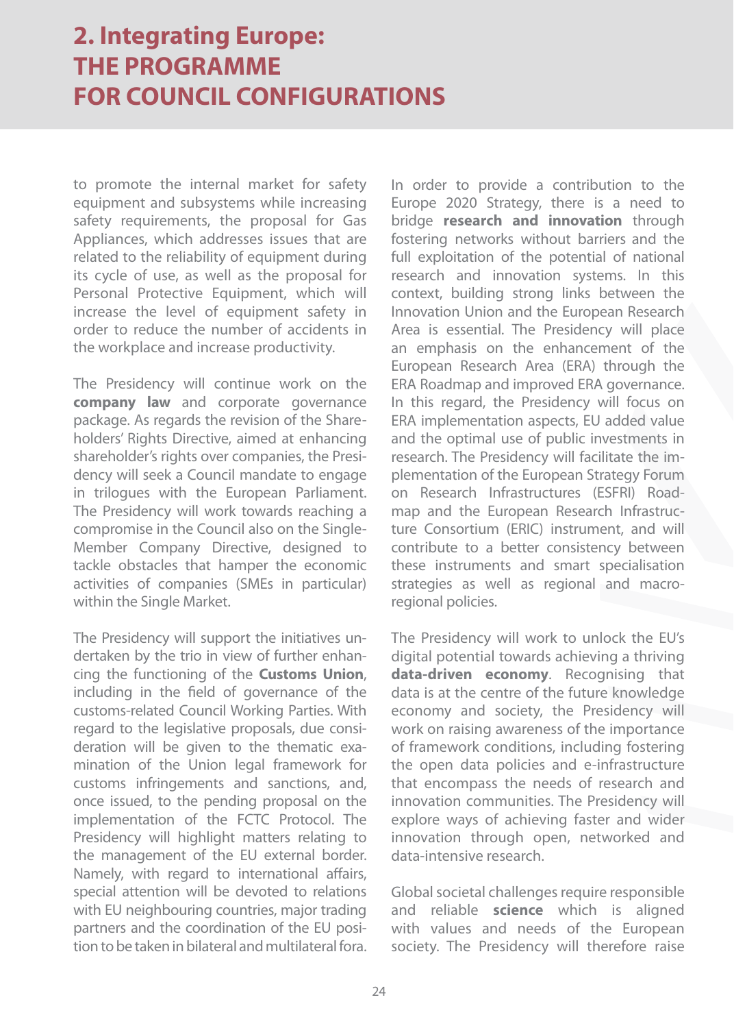# 2. Integrating Europe: THE PROGRAMME FOR COUNCIL CONFIGURATIONS

to promote the internal market for safety equipment and subsystems while increasing safety requirements, the proposal for Gas Appliances, which addresses issues that are related to the reliability of equipment during its cycle of use, as well as the proposal for Personal Protective Equipment, which will increase the level of equipment safety in order to reduce the number of accidents in the workplace and increase productivity.

The Presidency will continue work on the **company law** and corporate governance package. As regards the revision of the Shareholders' Rights Directive, aimed at enhancing shareholder's rights over companies, the Presidency will seek a Council mandate to engage in trilogues with the European Parliament. The Presidency will work towards reaching a compromise in the Council also on the Single-Member Company Directive, designed to tackle obstacles that hamper the economic activities of companies (SMEs in particular) within the Single Market.

The Presidency will support the initiatives undertaken by the trio in view of further enhancing the functioning of the **Customs Union**, including in the field of governance of the customs-related Council Working Parties. With regard to the legislative proposals, due consideration will be given to the thematic examination of the Union legal framework for customs infringements and sanctions, and, once issued, to the pending proposal on the implementation of the FCTC Protocol. The Presidency will highlight matters relating to the management of the EU external border. Namely, with regard to international affairs, special attention will be devoted to relations with EU neighbouring countries, major trading partners and the coordination of the EU position to be taken in bilateral and multilateral fora.

In order to provide a contribution to the Europe 2020 Strategy, there is a need to bridge **research and innovation** through fostering networks without barriers and the full exploitation of the potential of national research and innovation systems. In this context, building strong links between the Innovation Union and the European Research Area is essential. The Presidency will place an emphasis on the enhancement of the European Research Area (ERA) through the ERA Roadmap and improved ERA governance. In this regard, the Presidency will focus on ERA implementation aspects, EU added value and the optimal use of public investments in research. The Presidency will facilitate the implementation of the European Strategy Forum on Research Infrastructures (ESFRI) Roadmap and the European Research Infrastructure Consortium (ERIC) instrument, and will contribute to a better consistency between these instruments and smart specialisation strategies as well as regional and macro-regional policies.

The Presidency will work to unlock the EU's digital potential towards achieving a thriving **data-driven economy**. Recognising that data is at the centre of the future knowledge economy and society, the Presidency will work on raising awareness of the importance of framework conditions, including fostering the open data policies and e-infrastructure that encompass the needs of research and innovation communities. The Presidency will explore ways of achieving faster and wider innovation through open, networked and data-intensive research.

Global societal challenges require responsible and reliable **science** which is aligned with values and needs of the European society. The Presidency will therefore raise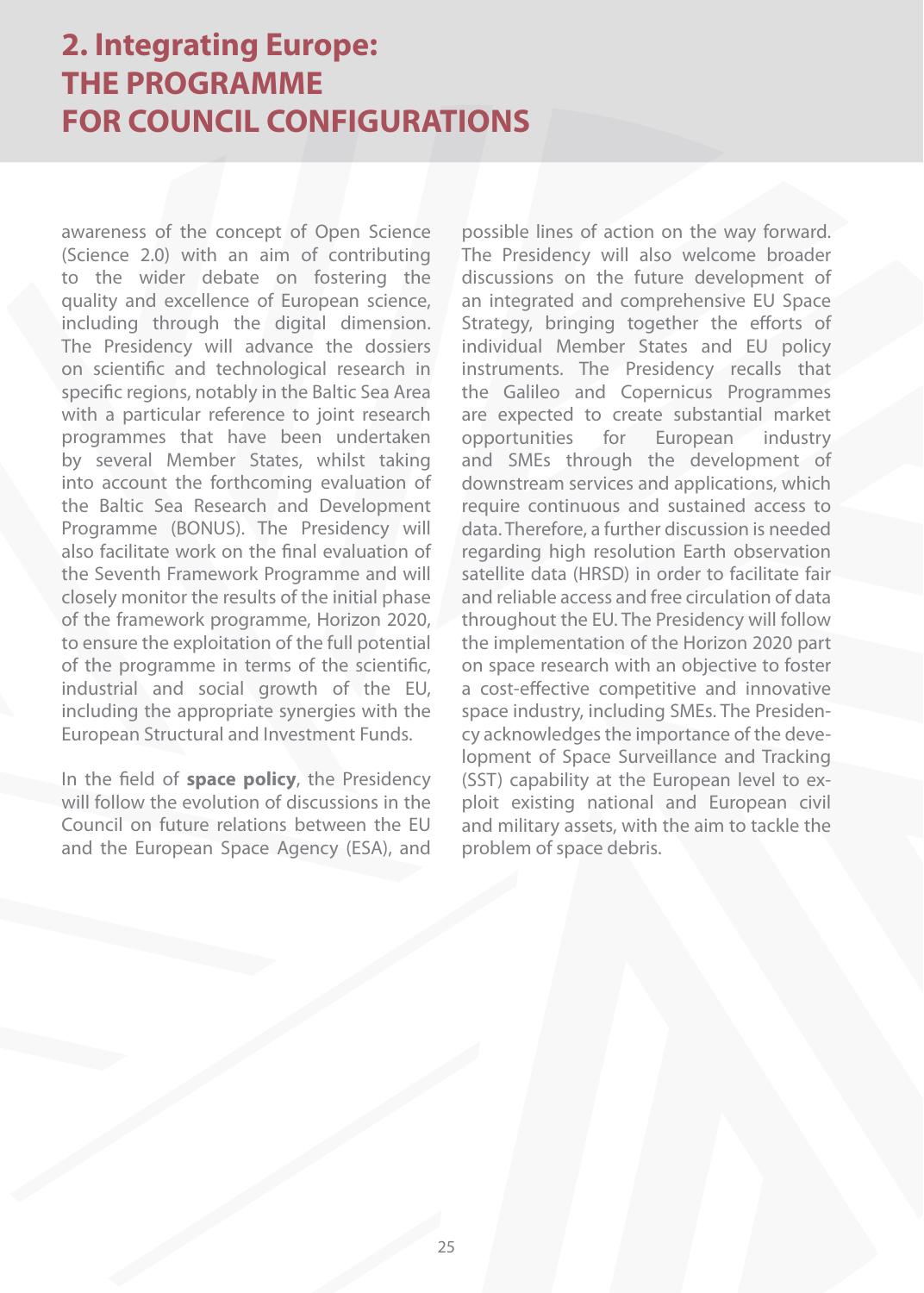awareness of the concept of Open Science (Science 2.0) with an aim of contributing to the wider debate on fostering the quality and excellence of European science, including through the digital dimension. The Presidency will advance the dossiers on scientific and technological research in specific regions, notably in the Baltic Sea Area with a particular reference to joint research programmes that have been undertaken by several Member States, whilst taking into account the forthcoming evaluation of the Baltic Sea Research and Development Programme (BONUS). The Presidency will also facilitate work on the final evaluation of the Seventh Framework Programme and will closely monitor the results of the initial phase of the framework programme, Horizon 2020, to ensure the exploitation of the full potential of the programme in terms of the scientific, industrial and social growth of the EU, including the appropriate synergies with the European Structural and Investment Funds.

In the field of **space policy**, the Presidency will follow the evolution of discussions in the Council on future relations between the EU and the European Space Agency (ESA), and possible lines of action on the way forward. The Presidency will also welcome broader discussions on the future development of an integrated and comprehensive EU Space Strategy, bringing together the efforts of individual Member States and EU policy instruments. The Presidency recalls that the Galileo and Copernicus Programmes are expected to create substantial market opportunities for European industry and SMEs through the development of downstream services and applications, which require continuous and sustained access to data. Therefore, a further discussion is needed regarding high resolution Earth observation satellite data (HRSD) in order to facilitate fair and reliable access and free circulation of data throughout the EU. The Presidency will follow the implementation of the Horizon 2020 part on space research with an objective to foster a cost-effective competitive and innovative space industry, including SMEs. The Presidency acknowledges the importance of the development of Space Surveillance and Tracking (SST) capability at the European level to exploit existing national and European civil and military assets, with the aim to tackle the problem of space debris.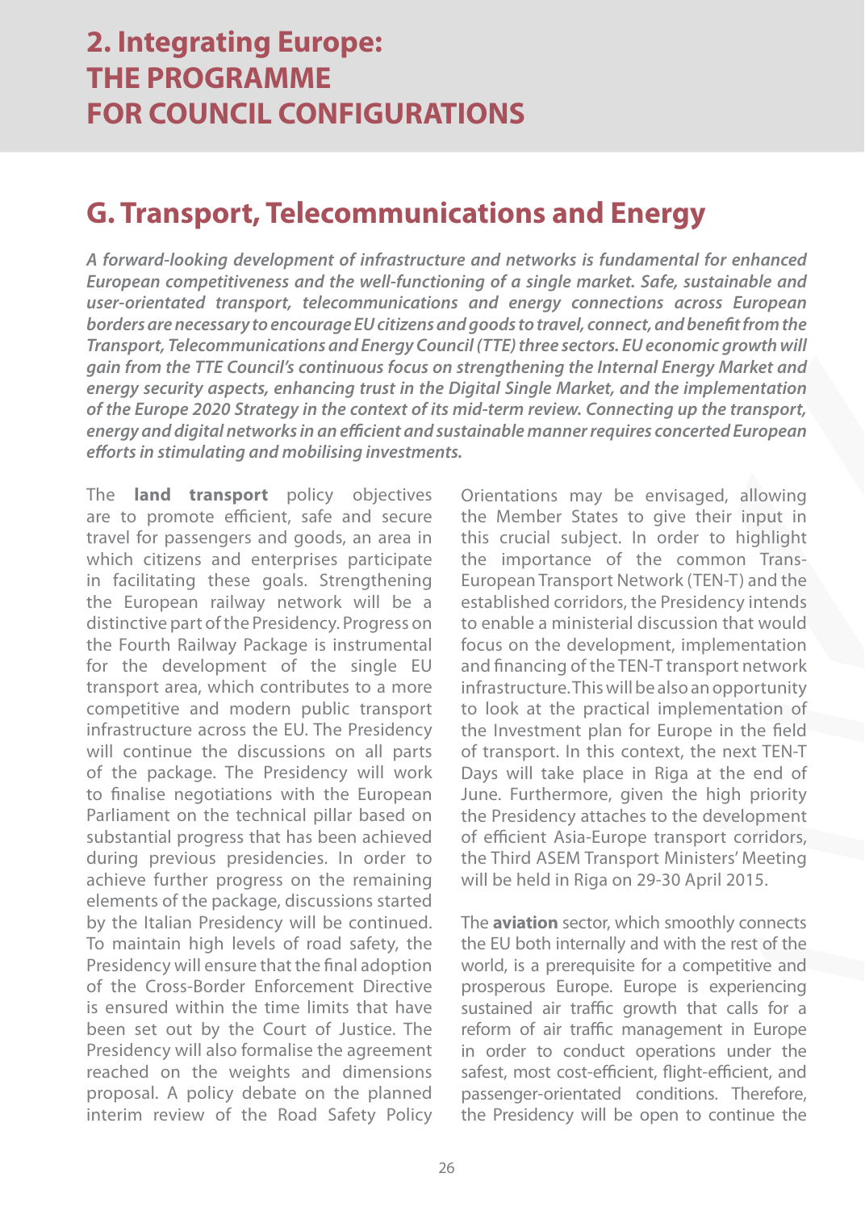# 2. Integrating Europe: THE PROGRAMME FOR COUNCIL CONFIGURATIONS

## G. Transport, Telecommunications and Energy

***A forward-looking development of infrastructure and networks is fundamental for enhanced European competitiveness and the well-functioning of a single market. Safe, sustainable and user-orientated transport, telecommunications and energy connections across European borders are necessary to encourage EU citizens and goods to travel, connect, and benefit from the Transport, Telecommunications and Energy Council (TTE) three sectors. EU economic growth will gain from the TTE Council's continuous focus on strengthening the Internal Energy Market and energy security aspects, enhancing trust in the Digital Single Market, and the implementation of the Europe 2020 Strategy in the context of its mid-term review. Connecting up the transport, energy and digital networks in an efficient and sustainable manner requires concerted European efforts in stimulating and mobilising investments.***

The **land transport** policy objectives are to promote efficient, safe and secure travel for passengers and goods, an area in which citizens and enterprises participate in facilitating these goals. Strengthening the European railway network will be a distinctive part of the Presidency. Progress on the Fourth Railway Package is instrumental for the development of the single EU transport area, which contributes to a more competitive and modern public transport infrastructure across the EU. The Presidency will continue the discussions on all parts of the package. The Presidency will work to finalise negotiations with the European Parliament on the technical pillar based on substantial progress that has been achieved during previous presidencies. In order to achieve further progress on the remaining elements of the package, discussions started by the Italian Presidency will be continued. To maintain high levels of road safety, the Presidency will ensure that the final adoption of the Cross-Border Enforcement Directive is ensured within the time limits that have been set out by the Court of Justice. The Presidency will also formalise the agreement reached on the weights and dimensions proposal. A policy debate on the planned interim review of the Road Safety Policy Orientations may be envisaged, allowing the Member States to give their input in this crucial subject. In order to highlight the importance of the common Trans-European Transport Network (TEN-T) and the established corridors, the Presidency intends to enable a ministerial discussion that would focus on the development, implementation and financing of the TEN-T transport network infrastructure. This will be also an opportunity to look at the practical implementation of the Investment plan for Europe in the field of transport. In this context, the next TEN-T Days will take place in Riga at the end of June. Furthermore, given the high priority the Presidency attaches to the development of efficient Asia-Europe transport corridors, the Third ASEM Transport Ministers' Meeting will be held in Riga on 29-30 April 2015.

The **aviation** sector, which smoothly connects the EU both internally and with the rest of the world, is a prerequisite for a competitive and prosperous Europe. Europe is experiencing sustained air traffic growth that calls for a reform of air traffic management in Europe in order to conduct operations under the safest, most cost-efficient, flight-efficient, and passenger-orientated conditions. Therefore, the Presidency will be open to continue the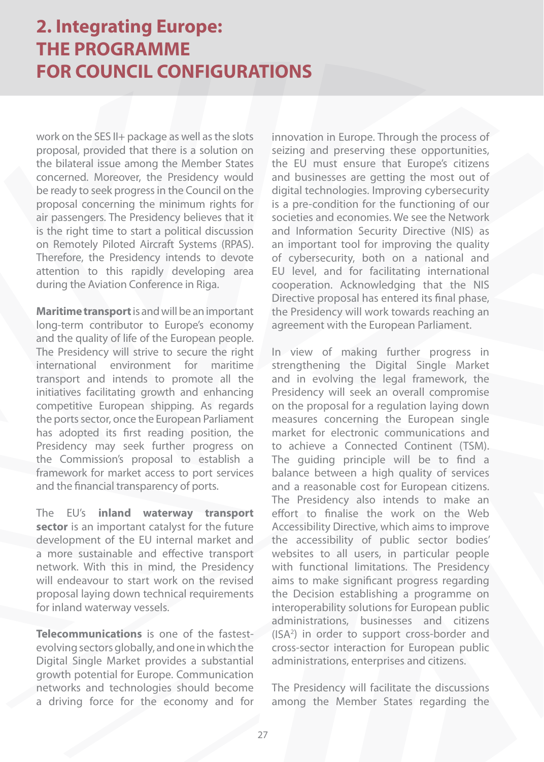work on the SES II+ package as well as the slots proposal, provided that there is a solution on the bilateral issue among the Member States concerned. Moreover, the Presidency would be ready to seek progress in the Council on the proposal concerning the minimum rights for air passengers. The Presidency believes that it is the right time to start a political discussion on Remotely Piloted Aircraft Systems (RPAS). Therefore, the Presidency intends to devote attention to this rapidly developing area during the Aviation Conference in Riga.

**Maritime transport** is and will be an important long-term contributor to Europe's economy and the quality of life of the European people. The Presidency will strive to secure the right international environment for maritime transport and intends to promote all the initiatives facilitating growth and enhancing competitive European shipping. As regards the ports sector, once the European Parliament has adopted its first reading position, the Presidency may seek further progress on the Commission's proposal to establish a framework for market access to port services and the financial transparency of ports.

The EU's **inland waterway transport sector** is an important catalyst for the future development of the EU internal market and a more sustainable and effective transport network. With this in mind, the Presidency will endeavour to start work on the revised proposal laying down technical requirements for inland waterway vessels.

**Telecommunications** is one of the fastest-evolving sectors globally, and one in which the Digital Single Market provides a substantial growth potential for Europe. Communication networks and technologies should become a driving force for the economy and for innovation in Europe. Through the process of seizing and preserving these opportunities, the EU must ensure that Europe's citizens and businesses are getting the most out of digital technologies. Improving cybersecurity is a pre-condition for the functioning of our societies and economies. We see the Network and Information Security Directive (NIS) as an important tool for improving the quality of cybersecurity, both on a national and EU level, and for facilitating international cooperation. Acknowledging that the NIS Directive proposal has entered its final phase, the Presidency will work towards reaching an agreement with the European Parliament.

In view of making further progress in strengthening the Digital Single Market and in evolving the legal framework, the Presidency will seek an overall compromise on the proposal for a regulation laying down measures concerning the European single market for electronic communications and to achieve a Connected Continent (TSM). The guiding principle will be to find a balance between a high quality of services and a reasonable cost for European citizens. The Presidency also intends to make an effort to finalise the work on the Web Accessibility Directive, which aims to improve the accessibility of public sector bodies' websites to all users, in particular people with functional limitations. The Presidency aims to make significant progress regarding the Decision establishing a programme on interoperability solutions for European public administrations, businesses and citizens (ISA[2]) in order to support cross-border and cross-sector interaction for European public administrations, enterprises and citizens.

The Presidency will facilitate the discussions among the Member States regarding the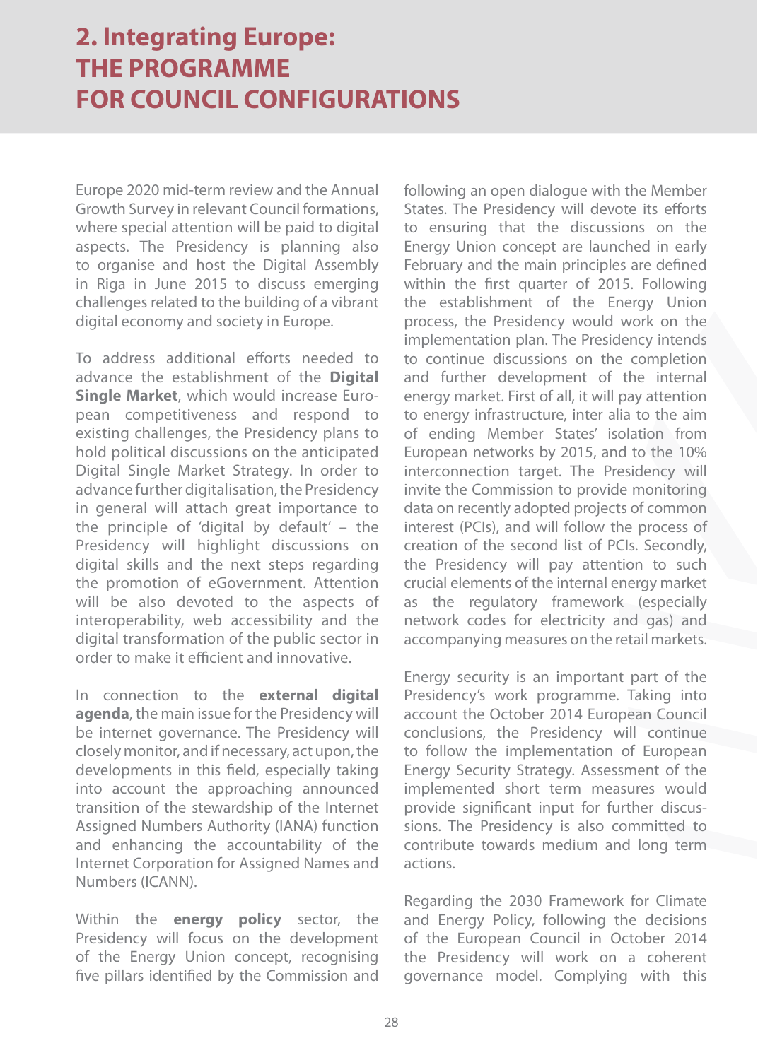# 2. Integrating Europe: THE PROGRAMME FOR COUNCIL CONFIGURATIONS

Europe 2020 mid-term review and the Annual Growth Survey in relevant Council formations, where special attention will be paid to digital aspects. The Presidency is planning also to organise and host the Digital Assembly in Riga in June 2015 to discuss emerging challenges related to the building of a vibrant digital economy and society in Europe.

To address additional efforts needed to advance the establishment of the **Digital Single Market**, which would increase European competitiveness and respond to existing challenges, the Presidency plans to hold political discussions on the anticipated Digital Single Market Strategy. In order to advance further digitalisation, the Presidency in general will attach great importance to the principle of 'digital by default' – the Presidency will highlight discussions on digital skills and the next steps regarding the promotion of eGovernment. Attention will be also devoted to the aspects of interoperability, web accessibility and the digital transformation of the public sector in order to make it efficient and innovative.

In connection to the **external digital agenda**, the main issue for the Presidency will be internet governance. The Presidency will closely monitor, and if necessary, act upon, the developments in this field, especially taking into account the approaching announced transition of the stewardship of the Internet Assigned Numbers Authority (IANA) function and enhancing the accountability of the Internet Corporation for Assigned Names and Numbers (ICANN).

Within the **energy policy** sector, the Presidency will focus on the development of the Energy Union concept, recognising five pillars identified by the Commission and following an open dialogue with the Member States. The Presidency will devote its efforts to ensuring that the discussions on the Energy Union concept are launched in early February and the main principles are defined within the first quarter of 2015. Following the establishment of the Energy Union process, the Presidency would work on the implementation plan. The Presidency intends to continue discussions on the completion and further development of the internal energy market. First of all, it will pay attention to energy infrastructure, inter alia to the aim of ending Member States' isolation from European networks by 2015, and to the 10% interconnection target. The Presidency will invite the Commission to provide monitoring data on recently adopted projects of common interest (PCIs), and will follow the process of creation of the second list of PCIs. Secondly, the Presidency will pay attention to such crucial elements of the internal energy market as the regulatory framework (especially network codes for electricity and gas) and accompanying measures on the retail markets.

Energy security is an important part of the Presidency's work programme. Taking into account the October 2014 European Council conclusions, the Presidency will continue to follow the implementation of European Energy Security Strategy. Assessment of the implemented short term measures would provide significant input for further discussions. The Presidency is also committed to contribute towards medium and long term actions.

Regarding the 2030 Framework for Climate and Energy Policy, following the decisions of the European Council in October 2014 the Presidency will work on a coherent governance model. Complying with this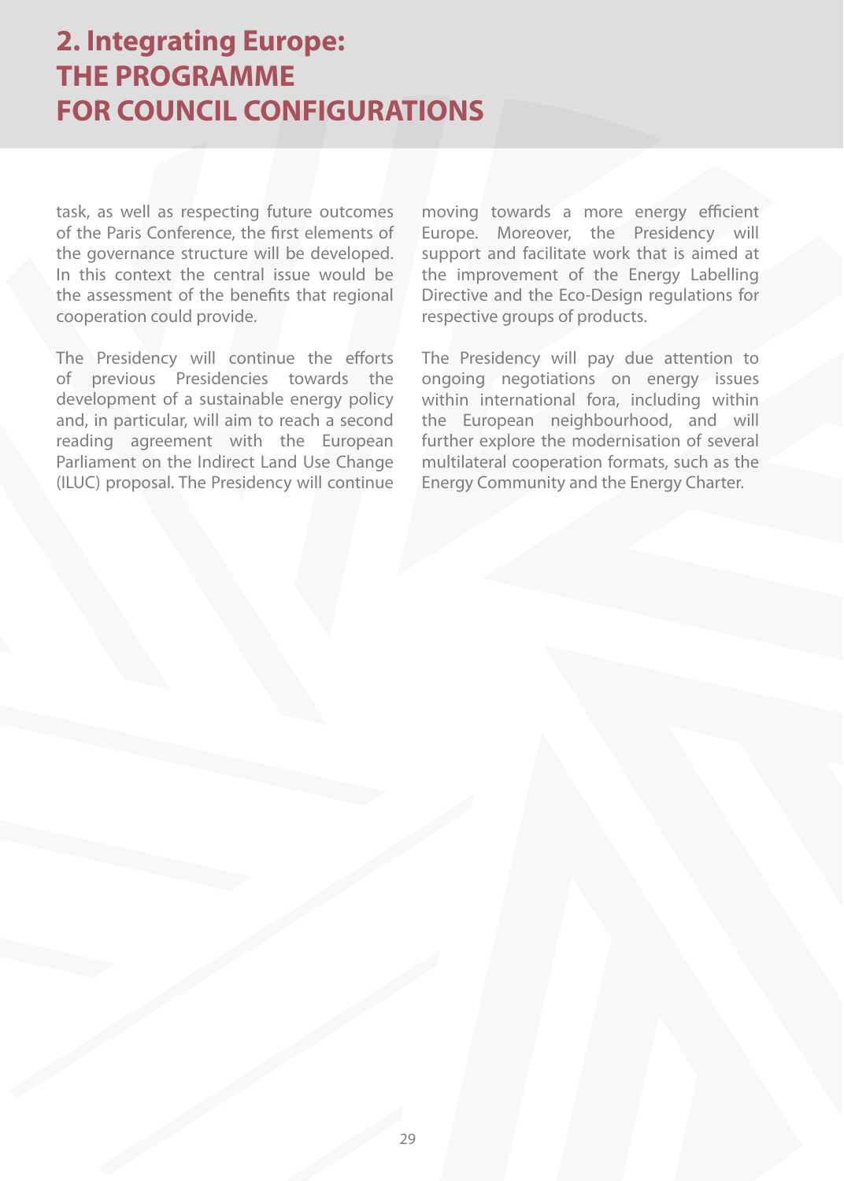task, as well as respecting future outcomes of the Paris Conference, the first elements of the governance structure will be developed. In this context the central issue would be the assessment of the benefits that regional cooperation could provide.

The Presidency will continue the efforts of previous Presidencies towards the development of a sustainable energy policy and, in particular, will aim to reach a second reading agreement with the European Parliament on the Indirect Land Use Change (ILUC) proposal. The Presidency will continue moving towards a more energy efficient Europe. Moreover, the Presidency will support and facilitate work that is aimed at the improvement of the Energy Labelling Directive and the Eco-Design regulations for respective groups of products.

The Presidency will pay due attention to ongoing negotiations on energy issues within international fora, including within the European neighbourhood, and will further explore the modernisation of several multilateral cooperation formats, such as the Energy Community and the Energy Charter.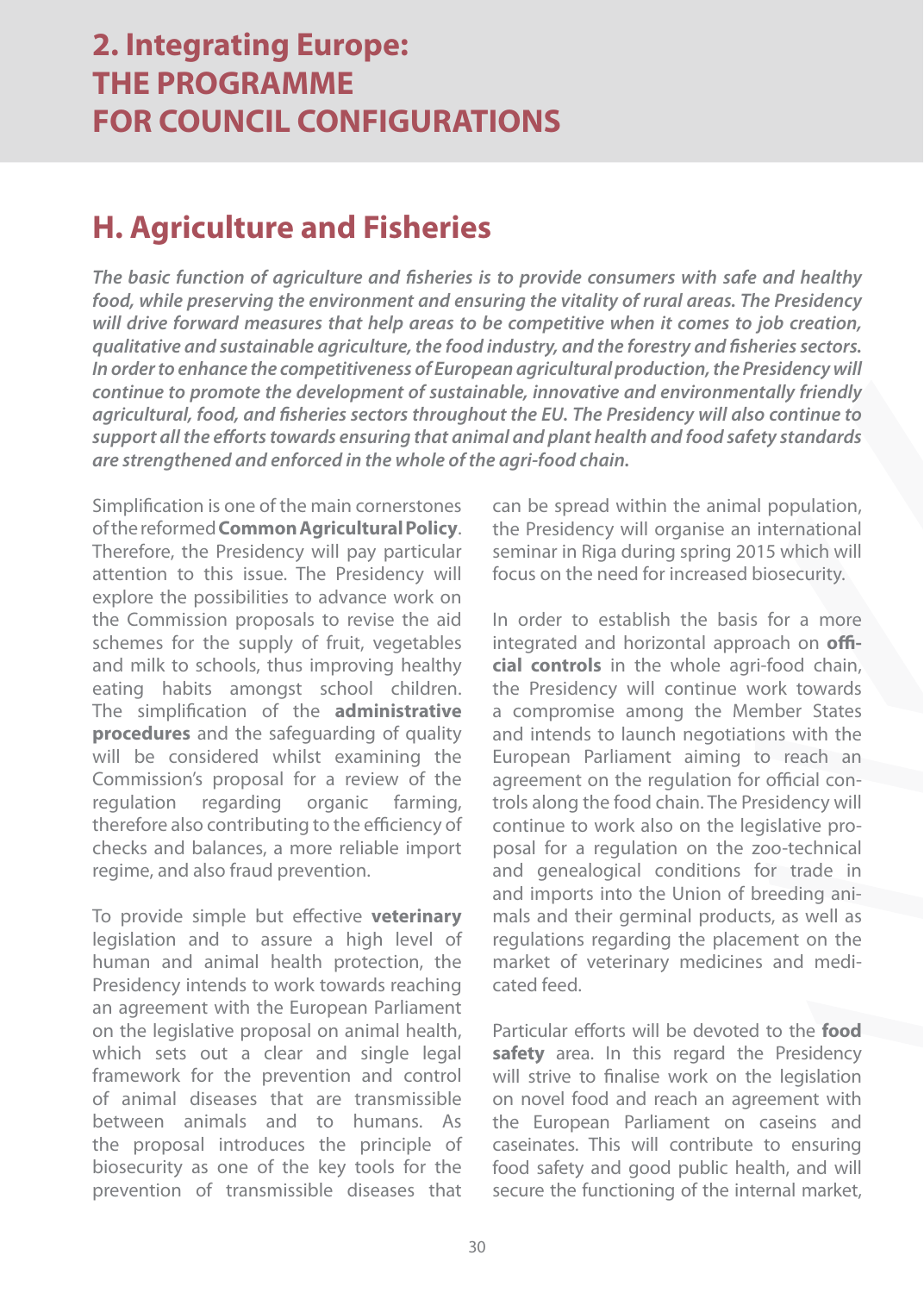# 2. Integrating Europe: THE PROGRAMME FOR COUNCIL CONFIGURATIONS

## H. Agriculture and Fisheries

***The basic function of agriculture and fisheries is to provide consumers with safe and healthy food, while preserving the environment and ensuring the vitality of rural areas. The Presidency will drive forward measures that help areas to be competitive when it comes to job creation, qualitative and sustainable agriculture, the food industry, and the forestry and fisheries sectors. In order to enhance the competitiveness of European agricultural production, the Presidency will continue to promote the development of sustainable, innovative and environmentally friendly agricultural, food, and fisheries sectors throughout the EU. The Presidency will also continue to support all the efforts towards ensuring that animal and plant health and food safety standards are strengthened and enforced in the whole of the agri-food chain.***

Simplification is one of the main cornerstones of the reformed **Common Agricultural Policy**. Therefore, the Presidency will pay particular attention to this issue. The Presidency will explore the possibilities to advance work on the Commission proposals to revise the aid schemes for the supply of fruit, vegetables and milk to schools, thus improving healthy eating habits amongst school children. The simplification of the **administrative procedures** and the safeguarding of quality will be considered whilst examining the Commission's proposal for a review of the regulation regarding organic farming, therefore also contributing to the efficiency of checks and balances, a more reliable import regime, and also fraud prevention.

To provide simple but effective **veterinary** legislation and to assure a high level of human and animal health protection, the Presidency intends to work towards reaching an agreement with the European Parliament on the legislative proposal on animal health, which sets out a clear and single legal framework for the prevention and control of animal diseases that are transmissible between animals and to humans. As the proposal introduces the principle of biosecurity as one of the key tools for the prevention of transmissible diseases that can be spread within the animal population, the Presidency will organise an international seminar in Riga during spring 2015 which will focus on the need for increased biosecurity.

In order to establish the basis for a more integrated and horizontal approach on **official controls** in the whole agri-food chain, the Presidency will continue work towards a compromise among the Member States and intends to launch negotiations with the European Parliament aiming to reach an agreement on the regulation for official controls along the food chain. The Presidency will continue to work also on the legislative proposal for a regulation on the zoo-technical and genealogical conditions for trade in and imports into the Union of breeding animals and their germinal products, as well as regulations regarding the placement on the market of veterinary medicines and medicated feed.

Particular efforts will be devoted to the **food safety** area. In this regard the Presidency will strive to finalise work on the legislation on novel food and reach an agreement with the European Parliament on caseins and caseinates. This will contribute to ensuring food safety and good public health, and will secure the functioning of the internal market,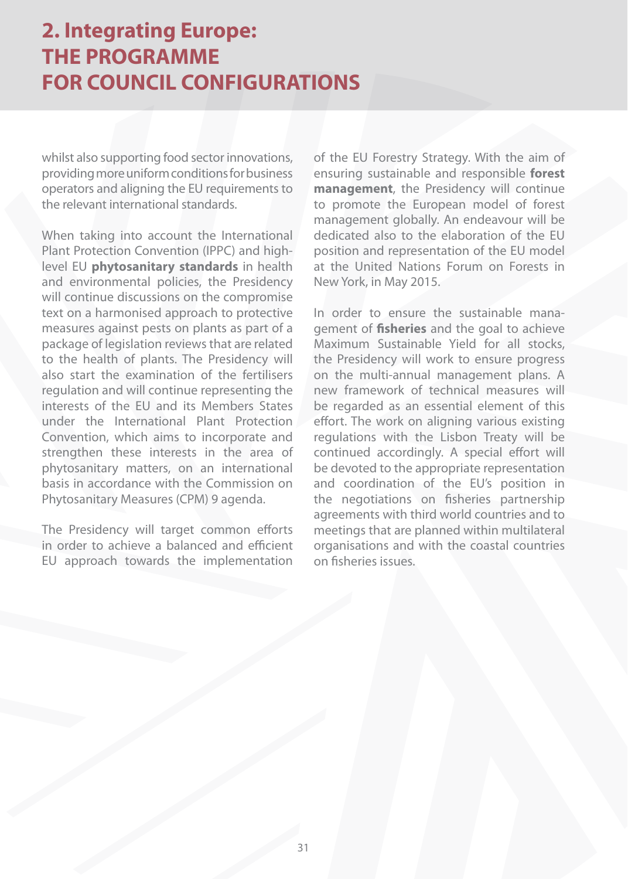whilst also supporting food sector innovations, providing more uniform conditions for business operators and aligning the EU requirements to the relevant international standards.

When taking into account the International Plant Protection Convention (IPPC) and high-level EU **phytosanitary standards** in health and environmental policies, the Presidency will continue discussions on the compromise text on a harmonised approach to protective measures against pests on plants as part of a package of legislation reviews that are related to the health of plants. The Presidency will also start the examination of the fertilisers regulation and will continue representing the interests of the EU and its Members States under the International Plant Protection Convention, which aims to incorporate and strengthen these interests in the area of phytosanitary matters, on an international basis in accordance with the Commission on Phytosanitary Measures (CPM) 9 agenda.

The Presidency will target common efforts in order to achieve a balanced and efficient EU approach towards the implementation of the EU Forestry Strategy. With the aim of ensuring sustainable and responsible **forest management**, the Presidency will continue to promote the European model of forest management globally. An endeavour will be dedicated also to the elaboration of the EU position and representation of the EU model at the United Nations Forum on Forests in New York, in May 2015.

In order to ensure the sustainable management of **fisheries** and the goal to achieve Maximum Sustainable Yield for all stocks, the Presidency will work to ensure progress on the multi-annual management plans. A new framework of technical measures will be regarded as an essential element of this effort. The work on aligning various existing regulations with the Lisbon Treaty will be continued accordingly. A special effort will be devoted to the appropriate representation and coordination of the EU's position in the negotiations on fisheries partnership agreements with third world countries and to meetings that are planned within multilateral organisations and with the coastal countries on fisheries issues.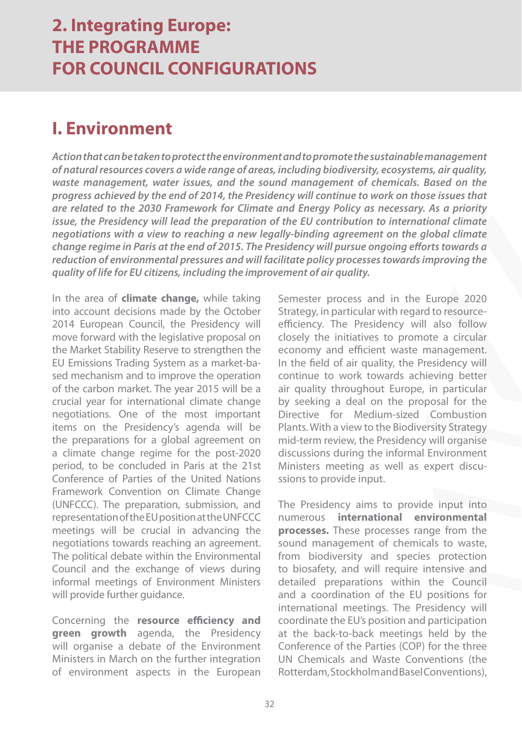# 2. Integrating Europe: THE PROGRAMME FOR COUNCIL CONFIGURATIONS

## I. Environment

***Action that can be taken to protect the environment and to promote the sustainable management of natural resources covers a wide range of areas, including biodiversity, ecosystems, air quality, waste management, water issues, and the sound management of chemicals. Based on the progress achieved by the end of 2014, the Presidency will continue to work on those issues that are related to the 2030 Framework for Climate and Energy Policy as necessary. As a priority issue, the Presidency will lead the preparation of the EU contribution to international climate negotiations with a view to reaching a new legally-binding agreement on the global climate change regime in Paris at the end of 2015. The Presidency will pursue ongoing efforts towards a reduction of environmental pressures and will facilitate policy processes towards improving the quality of life for EU citizens, including the improvement of air quality.***

In the area of **climate change,** while taking into account decisions made by the October 2014 European Council, the Presidency will move forward with the legislative proposal on the Market Stability Reserve to strengthen the EU Emissions Trading System as a market-based mechanism and to improve the operation of the carbon market. The year 2015 will be a crucial year for international climate change negotiations. One of the most important items on the Presidency's agenda will be the preparations for a global agreement on a climate change regime for the post-2020 period, to be concluded in Paris at the 21st Conference of Parties of the United Nations Framework Convention on Climate Change (UNFCCC). The preparation, submission, and representation of the EU position at the UNFCCC meetings will be crucial in advancing the negotiations towards reaching an agreement. The political debate within the Environmental Council and the exchange of views during informal meetings of Environment Ministers will provide further guidance.

Concerning the **resource efficiency and green growth** agenda, the Presidency will organise a debate of the Environment Ministers in March on the further integration of environment aspects in the European Semester process and in the Europe 2020 Strategy, in particular with regard to resource-efficiency. The Presidency will also follow closely the initiatives to promote a circular economy and efficient waste management. In the field of air quality, the Presidency will continue to work towards achieving better air quality throughout Europe, in particular by seeking a deal on the proposal for the Directive for Medium-sized Combustion Plants. With a view to the Biodiversity Strategy mid-term review, the Presidency will organise discussions during the informal Environment Ministers meeting as well as expert discussions to provide input.

The Presidency aims to provide input into numerous **international environmental processes.** These processes range from the sound management of chemicals to waste, from biodiversity and species protection to biosafety, and will require intensive and detailed preparations within the Council and a coordination of the EU positions for international meetings. The Presidency will coordinate the EU's position and participation at the back-to-back meetings held by the Conference of the Parties (COP) for the three UN Chemicals and Waste Conventions (the Rotterdam, Stockholm and Basel Conventions),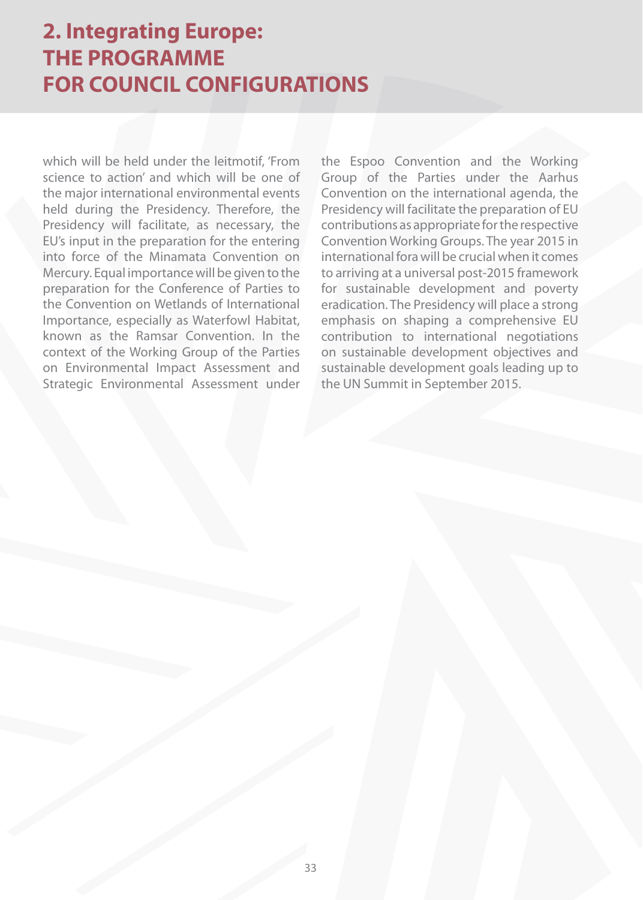which will be held under the leitmotif, 'From science to action' and which will be one of the major international environmental events held during the Presidency. Therefore, the Presidency will facilitate, as necessary, the EU's input in the preparation for the entering into force of the Minamata Convention on Mercury. Equal importance will be given to the preparation for the Conference of Parties to the Convention on Wetlands of International Importance, especially as Waterfowl Habitat, known as the Ramsar Convention. In the context of the Working Group of the Parties on Environmental Impact Assessment and Strategic Environmental Assessment under the Espoo Convention and the Working Group of the Parties under the Aarhus Convention on the international agenda, the Presidency will facilitate the preparation of EU contributions as appropriate for the respective Convention Working Groups. The year 2015 in international fora will be crucial when it comes to arriving at a universal post-2015 framework for sustainable development and poverty eradication. The Presidency will place a strong emphasis on shaping a comprehensive EU contribution to international negotiations on sustainable development objectives and sustainable development goals leading up to the UN Summit in September 2015.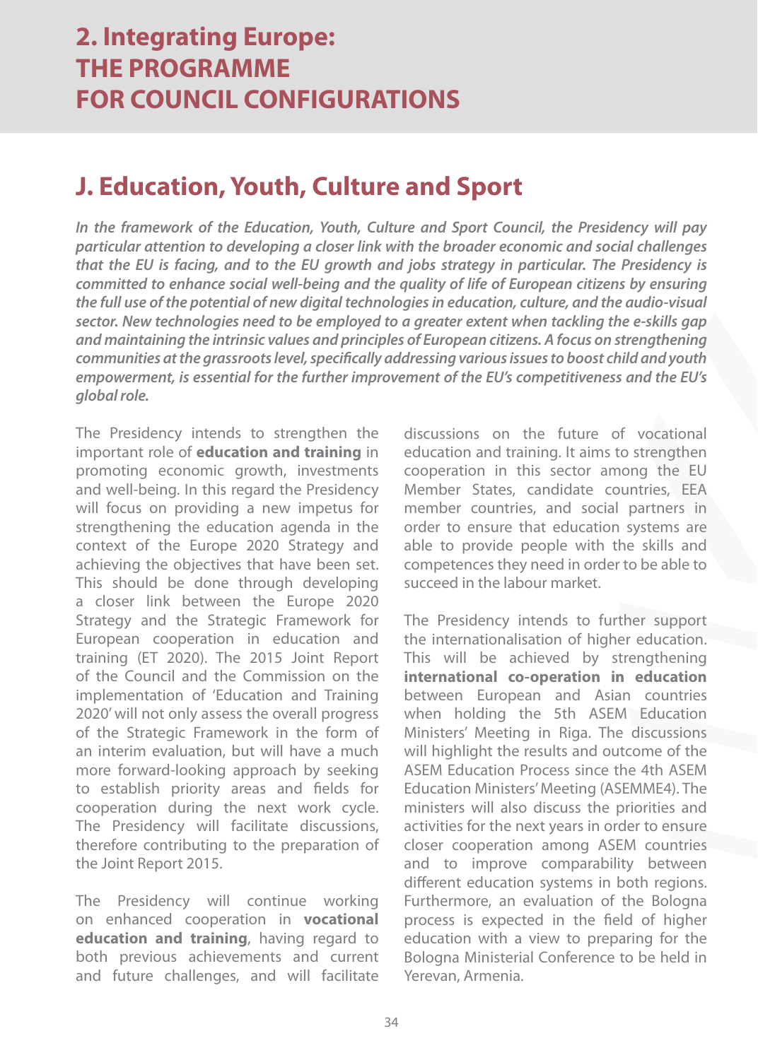# 2. Integrating Europe: THE PROGRAMME FOR COUNCIL CONFIGURATIONS

## J. Education, Youth, Culture and Sport

***In the framework of the Education, Youth, Culture and Sport Council, the Presidency will pay particular attention to developing a closer link with the broader economic and social challenges that the EU is facing, and to the EU growth and jobs strategy in particular. The Presidency is committed to enhance social well-being and the quality of life of European citizens by ensuring the full use of the potential of new digital technologies in education, culture, and the audio-visual sector. New technologies need to be employed to a greater extent when tackling the e-skills gap and maintaining the intrinsic values and principles of European citizens. A focus on strengthening communities at the grassroots level, specifically addressing various issues to boost child and youth empowerment, is essential for the further improvement of the EU's competitiveness and the EU's global role.***

The Presidency intends to strengthen the important role of **education and training** in promoting economic growth, investments and well-being. In this regard the Presidency will focus on providing a new impetus for strengthening the education agenda in the context of the Europe 2020 Strategy and achieving the objectives that have been set. This should be done through developing a closer link between the Europe 2020 Strategy and the Strategic Framework for European cooperation in education and training (ET 2020). The 2015 Joint Report of the Council and the Commission on the implementation of 'Education and Training 2020' will not only assess the overall progress of the Strategic Framework in the form of an interim evaluation, but will have a much more forward-looking approach by seeking to establish priority areas and fields for cooperation during the next work cycle. The Presidency will facilitate discussions, therefore contributing to the preparation of the Joint Report 2015.

The Presidency will continue working on enhanced cooperation in **vocational education and training**, having regard to both previous achievements and current and future challenges, and will facilitate discussions on the future of vocational education and training. It aims to strengthen cooperation in this sector among the EU Member States, candidate countries, EEA member countries, and social partners in order to ensure that education systems are able to provide people with the skills and competences they need in order to be able to succeed in the labour market.

The Presidency intends to further support the internationalisation of higher education. This will be achieved by strengthening **international co-operation in education** between European and Asian countries when holding the 5th ASEM Education Ministers' Meeting in Riga. The discussions will highlight the results and outcome of the ASEM Education Process since the 4th ASEM Education Ministers' Meeting (ASEMME4). The ministers will also discuss the priorities and activities for the next years in order to ensure closer cooperation among ASEM countries and to improve comparability between different education systems in both regions. Furthermore, an evaluation of the Bologna process is expected in the field of higher education with a view to preparing for the Bologna Ministerial Conference to be held in Yerevan, Armenia.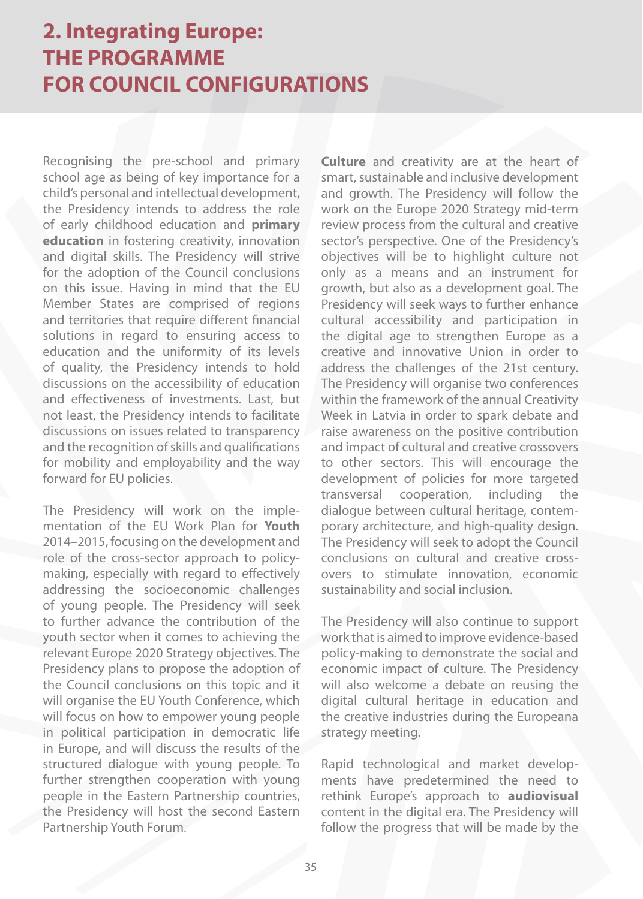# 2. Integrating Europe: THE PROGRAMME FOR COUNCIL CONFIGURATIONS

Recognising the pre-school and primary school age as being of key importance for a child's personal and intellectual development, the Presidency intends to address the role of early childhood education and **primary education** in fostering creativity, innovation and digital skills. The Presidency will strive for the adoption of the Council conclusions on this issue. Having in mind that the EU Member States are comprised of regions and territories that require different financial solutions in regard to ensuring access to education and the uniformity of its levels of quality, the Presidency intends to hold discussions on the accessibility of education and effectiveness of investments. Last, but not least, the Presidency intends to facilitate discussions on issues related to transparency and the recognition of skills and qualifications for mobility and employability and the way forward for EU policies.

The Presidency will work on the implementation of the EU Work Plan for **Youth** 2014–2015, focusing on the development and role of the cross-sector approach to policy-making, especially with regard to effectively addressing the socioeconomic challenges of young people. The Presidency will seek to further advance the contribution of the youth sector when it comes to achieving the relevant Europe 2020 Strategy objectives. The Presidency plans to propose the adoption of the Council conclusions on this topic and it will organise the EU Youth Conference, which will focus on how to empower young people in political participation in democratic life in Europe, and will discuss the results of the structured dialogue with young people. To further strengthen cooperation with young people in the Eastern Partnership countries, the Presidency will host the second Eastern Partnership Youth Forum.

**Culture** and creativity are at the heart of smart, sustainable and inclusive development and growth. The Presidency will follow the work on the Europe 2020 Strategy mid-term review process from the cultural and creative sector's perspective. One of the Presidency's objectives will be to highlight culture not only as a means and an instrument for growth, but also as a development goal. The Presidency will seek ways to further enhance cultural accessibility and participation in the digital age to strengthen Europe as a creative and innovative Union in order to address the challenges of the 21st century. The Presidency will organise two conferences within the framework of the annual Creativity Week in Latvia in order to spark debate and raise awareness on the positive contribution and impact of cultural and creative crossovers to other sectors. This will encourage the development of policies for more targeted transversal cooperation, including the dialogue between cultural heritage, contemporary architecture, and high-quality design. The Presidency will seek to adopt the Council conclusions on cultural and creative crossovers to stimulate innovation, economic sustainability and social inclusion.

The Presidency will also continue to support work that is aimed to improve evidence-based policy-making to demonstrate the social and economic impact of culture. The Presidency will also welcome a debate on reusing the digital cultural heritage in education and the creative industries during the Europeana strategy meeting.

Rapid technological and market developments have predetermined the need to rethink Europe's approach to **audiovisual** content in the digital era. The Presidency will follow the progress that will be made by the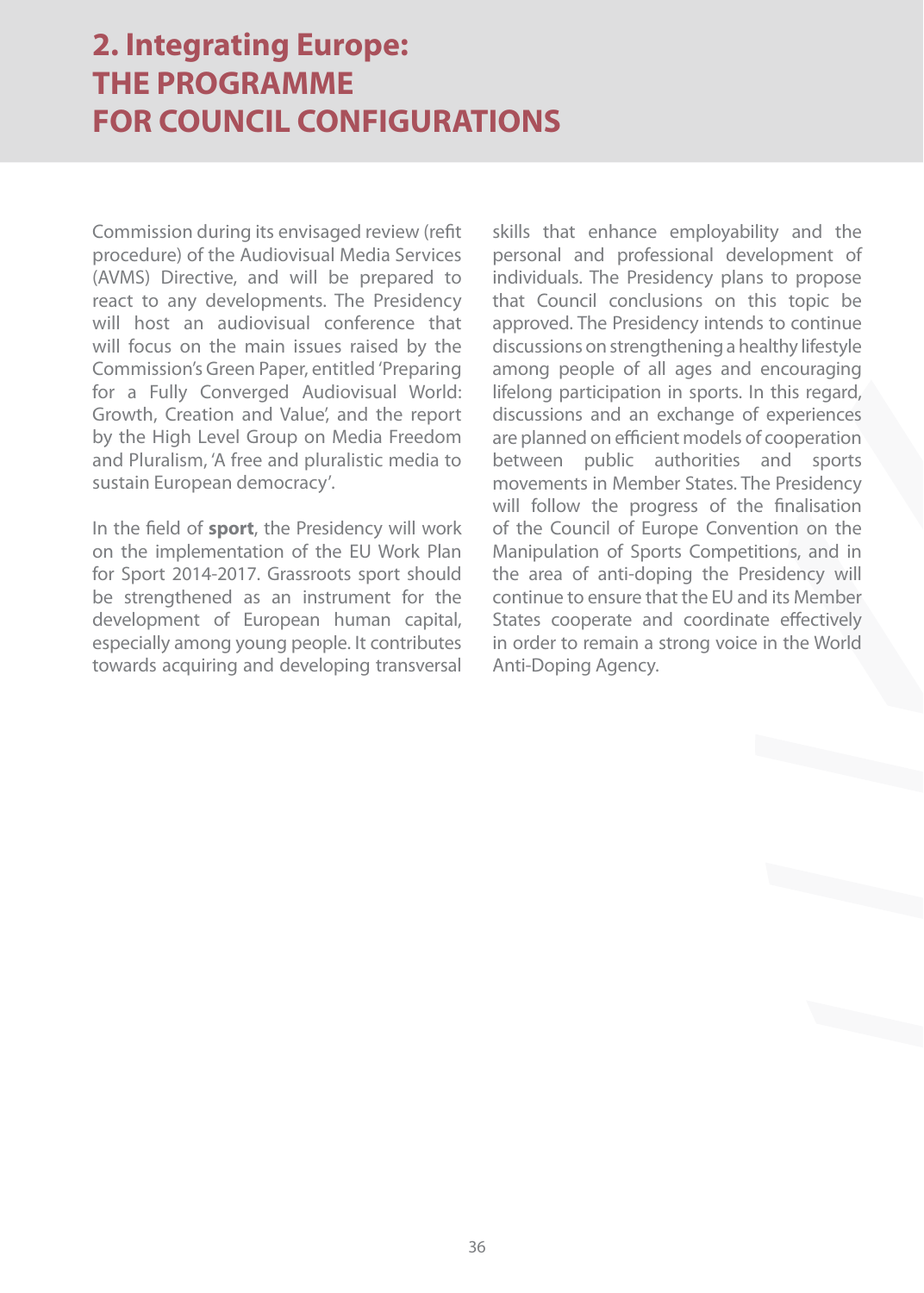# 2. Integrating Europe: THE PROGRAMME FOR COUNCIL CONFIGURATIONS

Commission during its envisaged review (refit procedure) of the Audiovisual Media Services (AVMS) Directive, and will be prepared to react to any developments. The Presidency will host an audiovisual conference that will focus on the main issues raised by the Commission's Green Paper, entitled 'Preparing for a Fully Converged Audiovisual World: Growth, Creation and Value', and the report by the High Level Group on Media Freedom and Pluralism, 'A free and pluralistic media to sustain European democracy'.

In the field of **sport**, the Presidency will work on the implementation of the EU Work Plan for Sport 2014-2017. Grassroots sport should be strengthened as an instrument for the development of European human capital, especially among young people. It contributes towards acquiring and developing transversal skills that enhance employability and the personal and professional development of individuals. The Presidency plans to propose that Council conclusions on this topic be approved. The Presidency intends to continue discussions on strengthening a healthy lifestyle among people of all ages and encouraging lifelong participation in sports. In this regard, discussions and an exchange of experiences are planned on efficient models of cooperation between public authorities and sports movements in Member States. The Presidency will follow the progress of the finalisation of the Council of Europe Convention on the Manipulation of Sports Competitions, and in the area of anti-doping the Presidency will continue to ensure that the EU and its Member States cooperate and coordinate effectively in order to remain a strong voice in the World Anti-Doping Agency.